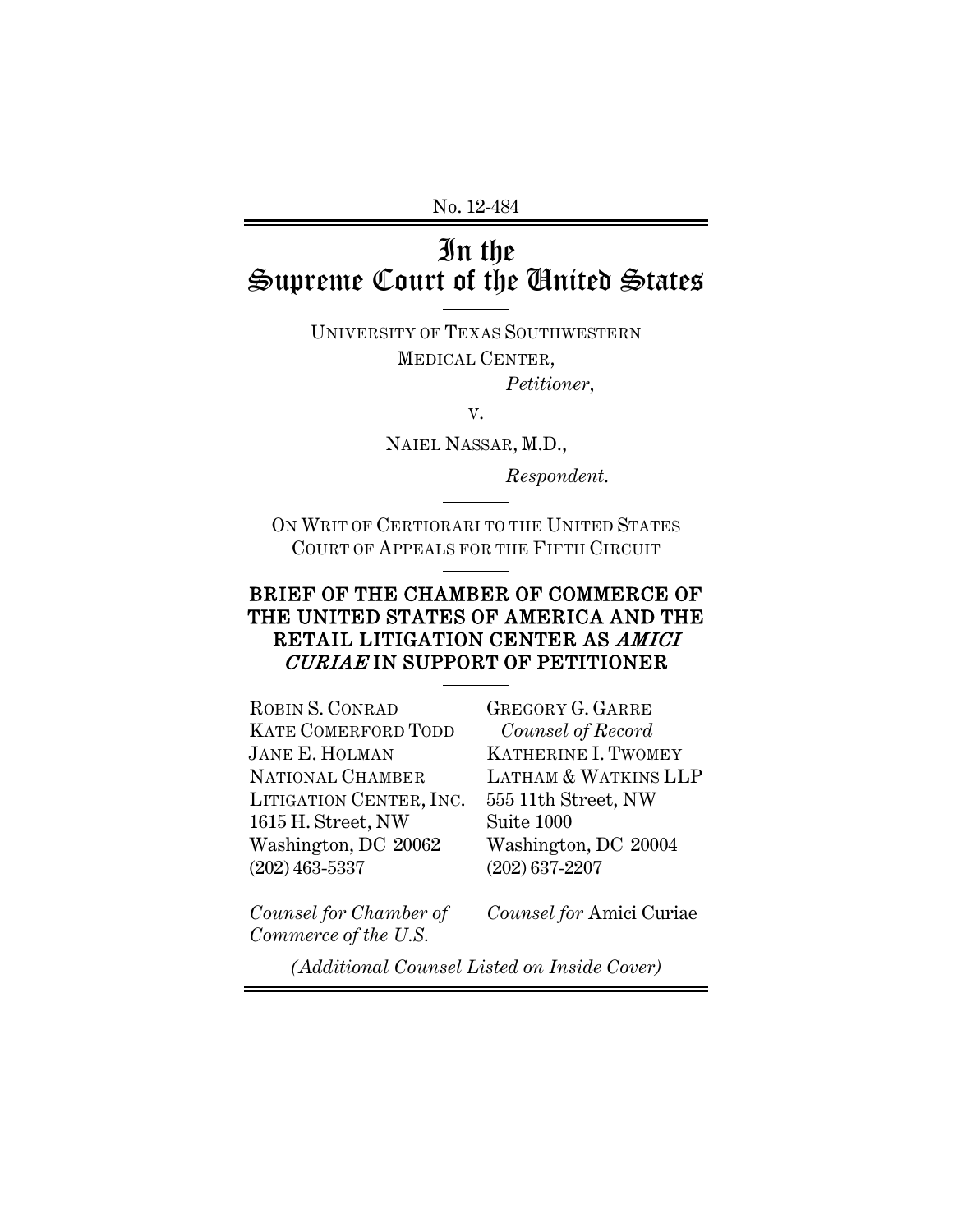No. 12-484

# In the Supreme Court of the United States

UNIVERSITY OF TEXAS SOUTHWESTERN MEDICAL CENTER,

*Petitioner*,

v.

NAIEL NASSAR, M.D.,

*Respondent.*

ON WRIT OF CERTIORARI TO THE UNITED STATES COURT OF APPEALS FOR THE FIFTH CIRCUIT

## BRIEF OF THE CHAMBER OF COMMERCE OF THE UNITED STATES OF AMERICA AND THE RETAIL LITIGATION CENTER AS *AMICI CURIAE* IN SUPPORT OF PETITIONER

ROBIN S. CONRAD
KATE COMERFORD TODD
JANE E. HOLMAN
NATIONAL CHAMBER LITIGATION CENTER, INC.
1615 H. Street, NW
Washington, DC 20062
(202) 463-5337

*Counsel for Chamber of Commerce of the U.S.*

GREGORY G. GARRE
*Counsel of Record*
KATHERINE I. TWOMEY
LATHAM & WATKINS LLP
555 11th Street, NW
Suite 1000
Washington, DC 20004
(202) 637-2207

*Counsel for* Amici Curiae

*(Additional Counsel Listed on Inside Cover)*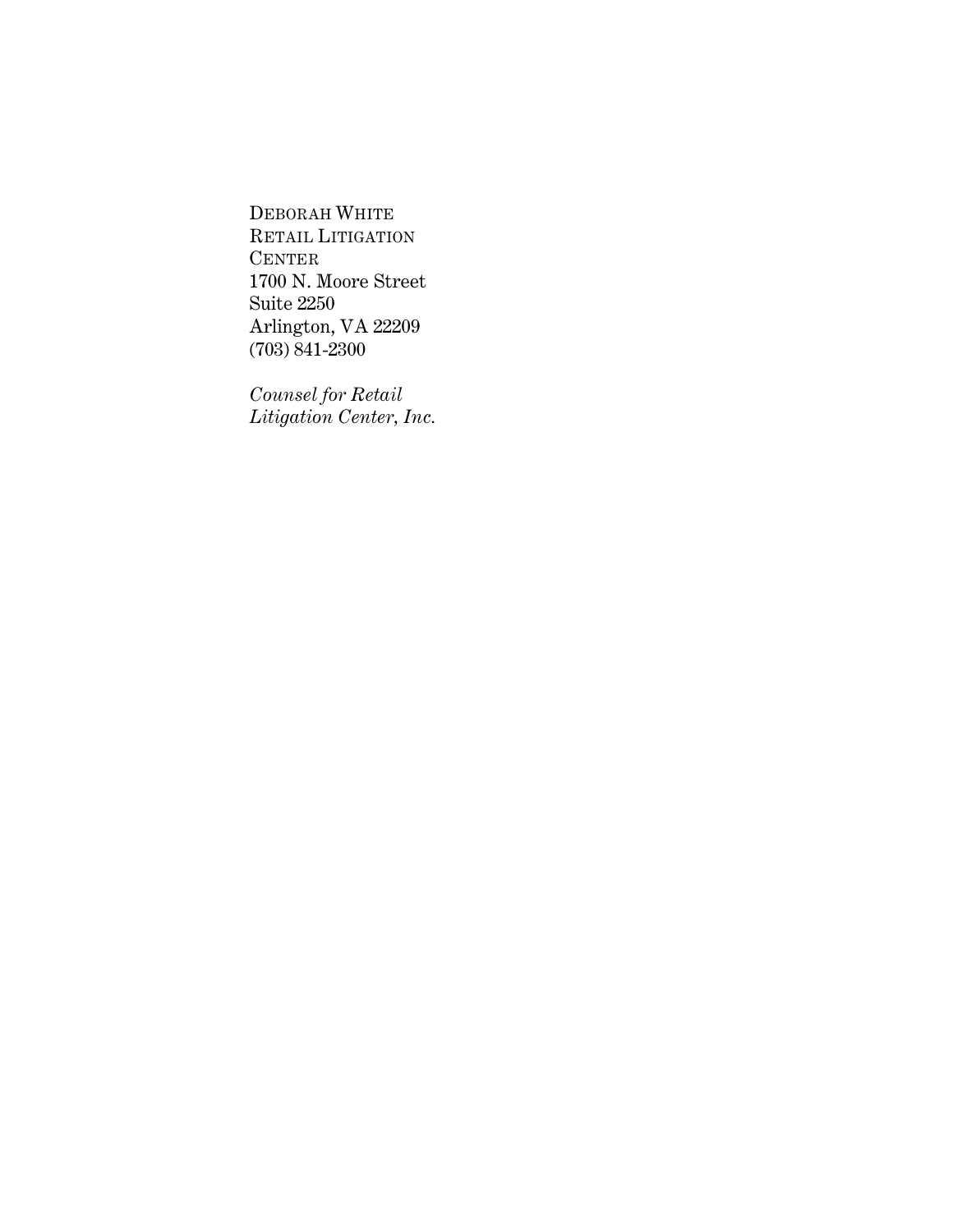DEBORAH WHITE
RETAIL LITIGATION
CENTER
1700 N. Moore Street
Suite 2250
Arlington, VA 22209
(703) 841-2300

*Counsel for Retail Litigation Center, Inc.*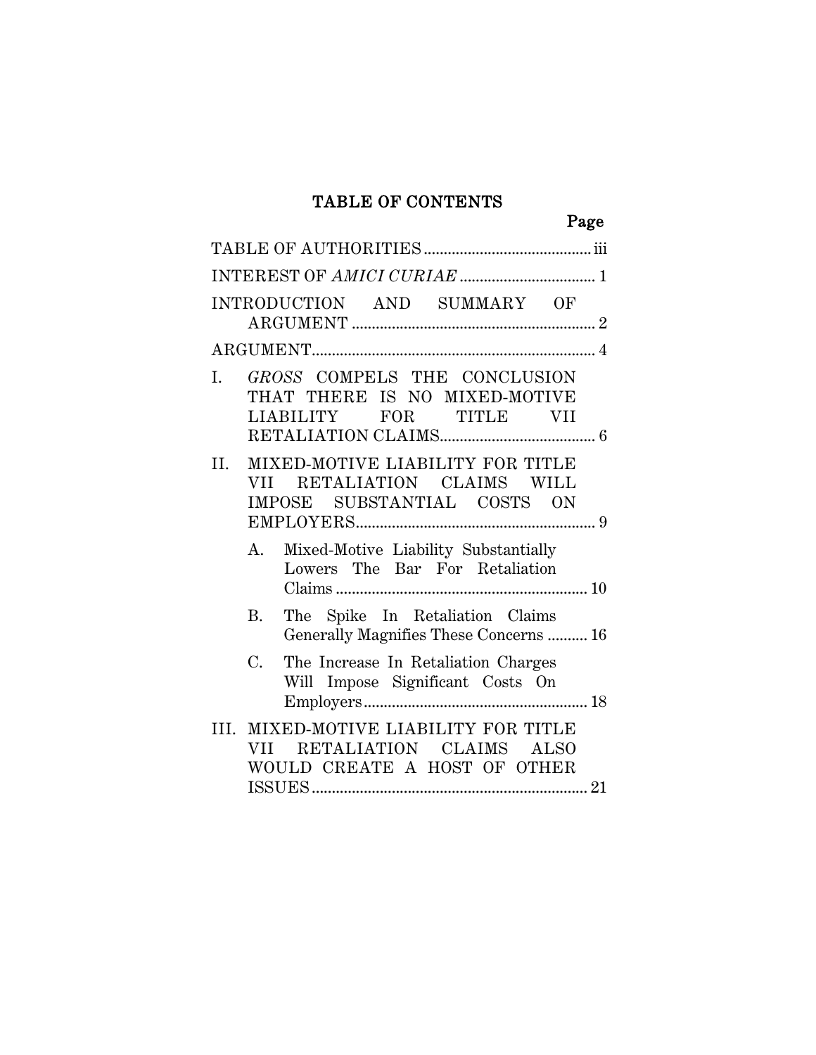# TABLE OF CONTENTS

| | Page |
|---|---|
| TABLE OF AUTHORITIES | iii |
| INTEREST OF *AMICI CURIAE* | 1 |
| INTRODUCTION AND SUMMARY OF ARGUMENT | 2 |
| ARGUMENT | 4 |
| I. *GROSS* COMPELS THE CONCLUSION THAT THERE IS NO MIXED-MOTIVE LIABILITY FOR TITLE VII RETALIATION CLAIMS | 6 |
| II. MIXED-MOTIVE LIABILITY FOR TITLE VII RETALIATION CLAIMS WILL IMPOSE SUBSTANTIAL COSTS ON EMPLOYERS | 9 |
| A. Mixed-Motive Liability Substantially Lowers The Bar For Retaliation Claims | 10 |
| B. The Spike In Retaliation Claims Generally Magnifies These Concerns | 16 |
| C. The Increase In Retaliation Charges Will Impose Significant Costs On Employers | 18 |
| III. MIXED-MOTIVE LIABILITY FOR TITLE VII RETALIATION CLAIMS ALSO WOULD CREATE A HOST OF OTHER ISSUES | 21 |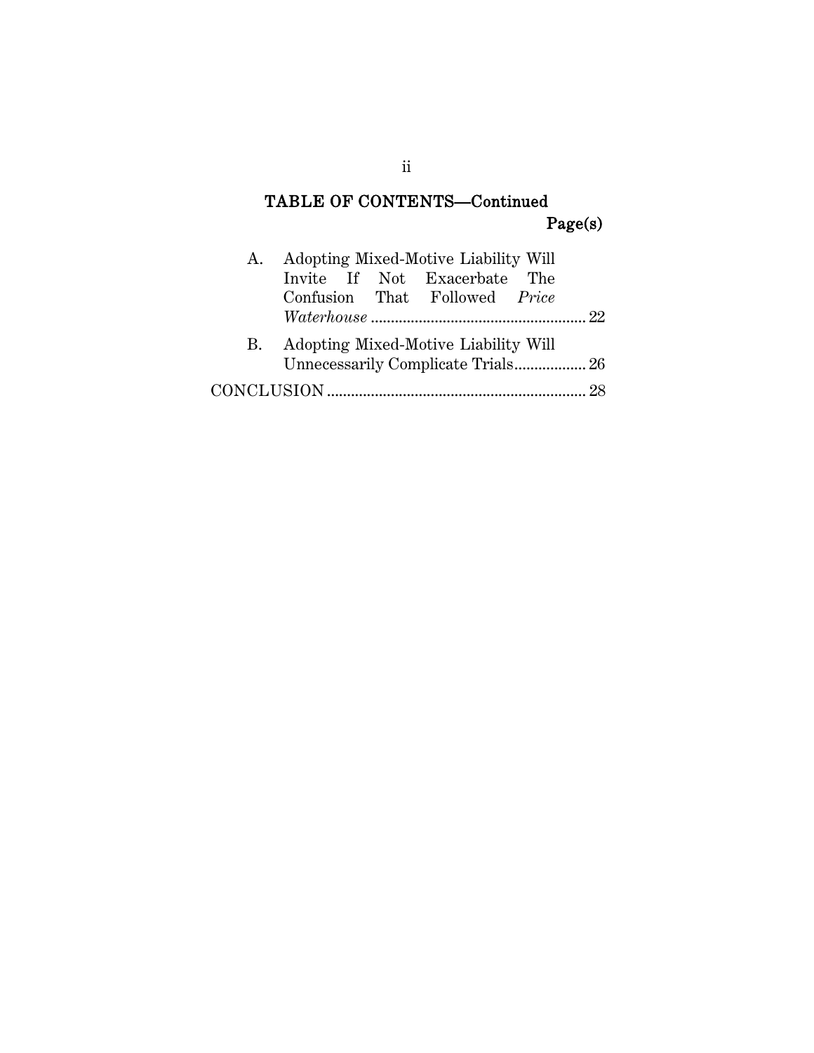## TABLE OF CONTENTS—Continued

Page(s)

A. Adopting Mixed-Motive Liability Will Invite If Not Exacerbate The Confusion That Followed *Price Waterhouse* ...................................................... 22

B. Adopting Mixed-Motive Liability Will Unnecessarily Complicate Trials.................. 26

CONCLUSION ................................................................. 28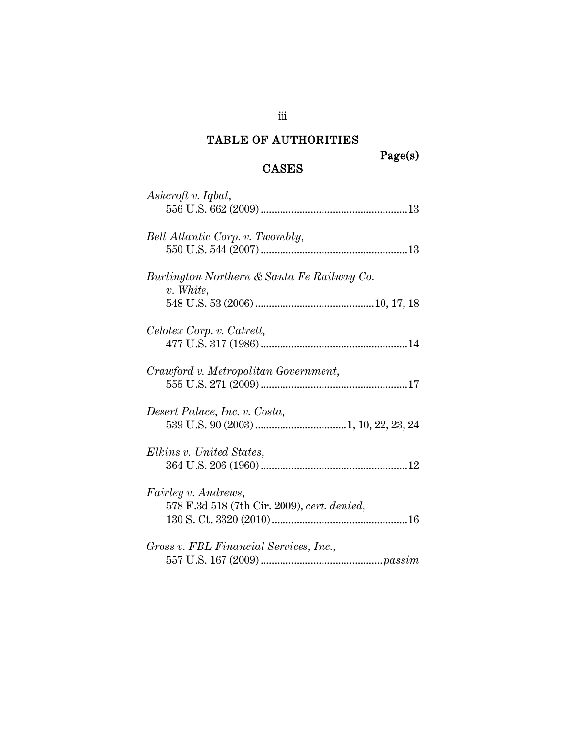# TABLE OF AUTHORITIES

Page(s)

## CASES

*Ashcroft v. Iqbal*,
556 U.S. 662 (2009) .....................................................13

*Bell Atlantic Corp. v. Twombly*,
550 U.S. 544 (2007) .....................................................13

*Burlington Northern & Santa Fe Railway Co. v. White*,
548 U.S. 53 (2006) ...........................................10, 17, 18

*Celotex Corp. v. Catrett*,
477 U.S. 317 (1986) .....................................................14

*Crawford v. Metropolitan Government*,
555 U.S. 271 (2009) .....................................................17

*Desert Palace, Inc. v. Costa*,
539 U.S. 90 (2003) .................................1, 10, 22, 23, 24

*Elkins v. United States*,
364 U.S. 206 (1960) .....................................................12

*Fairley v. Andrews*,
578 F.3d 518 (7th Cir. 2009), *cert. denied*,
130 S. Ct. 3320 (2010) .................................................16

*Gross v. FBL Financial Services, Inc.*,
557 U.S. 167 (2009) ............................................*passim*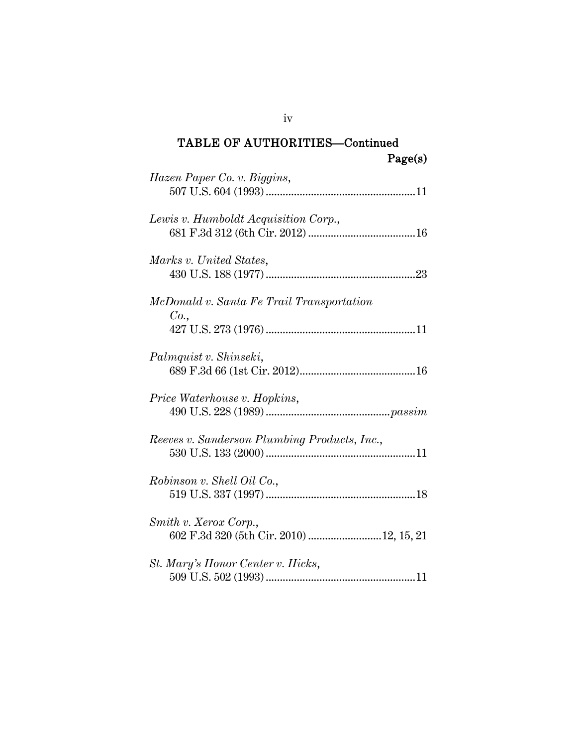## TABLE OF AUTHORITIES—Continued

**Page(s)**

*Hazen Paper Co. v. Biggins*,
507 U.S. 604 (1993) ....................................................11

*Lewis v. Humboldt Acquisition Corp.*,
681 F.3d 312 (6th Cir. 2012) ......................................16

*Marks v. United States*,
430 U.S. 188 (1977) ....................................................23

*McDonald v. Santa Fe Trail Transportation Co.*,
427 U.S. 273 (1976) ....................................................11

*Palmquist v. Shinseki*,
689 F.3d 66 (1st Cir. 2012).........................................16

*Price Waterhouse v. Hopkins*,
490 U.S. 228 (1989) ...........................................*passim*

*Reeves v. Sanderson Plumbing Products, Inc.*,
530 U.S. 133 (2000) ....................................................11

*Robinson v. Shell Oil Co.*,
519 U.S. 337 (1997) ....................................................18

*Smith v. Xerox Corp.*,
602 F.3d 320 (5th Cir. 2010) .........................12, 15, 21

*St. Mary's Honor Center v. Hicks*,
509 U.S. 502 (1993) ....................................................11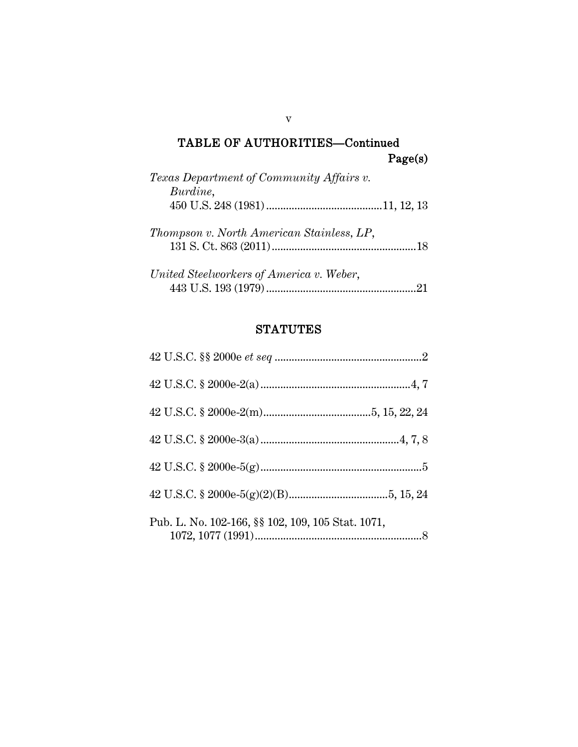## TABLE OF AUTHORITIES—Continued

Page(s)

*Texas Department of Community Affairs v. Burdine*, 450 U.S. 248 (1981) .........................................11, 12, 13

*Thompson v. North American Stainless, LP*, 131 S. Ct. 863 (2011) ...................................................18

*United Steelworkers of America v. Weber*, 443 U.S. 193 (1979) .....................................................21

## STATUTES

42 U.S.C. §§ 2000e *et seq* ....................................................2

42 U.S.C. § 2000e-2(a) .....................................................4, 7

42 U.S.C. § 2000e-2(m).....................................5, 15, 22, 24

42 U.S.C. § 2000e-3(a) .................................................4, 7, 8

42 U.S.C. § 2000e-5(g) .........................................................5

42 U.S.C. § 2000e-5(g)(2)(B)...................................5, 15, 24

Pub. L. No. 102-166, §§ 102, 109, 105 Stat. 1071, 1072, 1077 (1991) ...........................................................8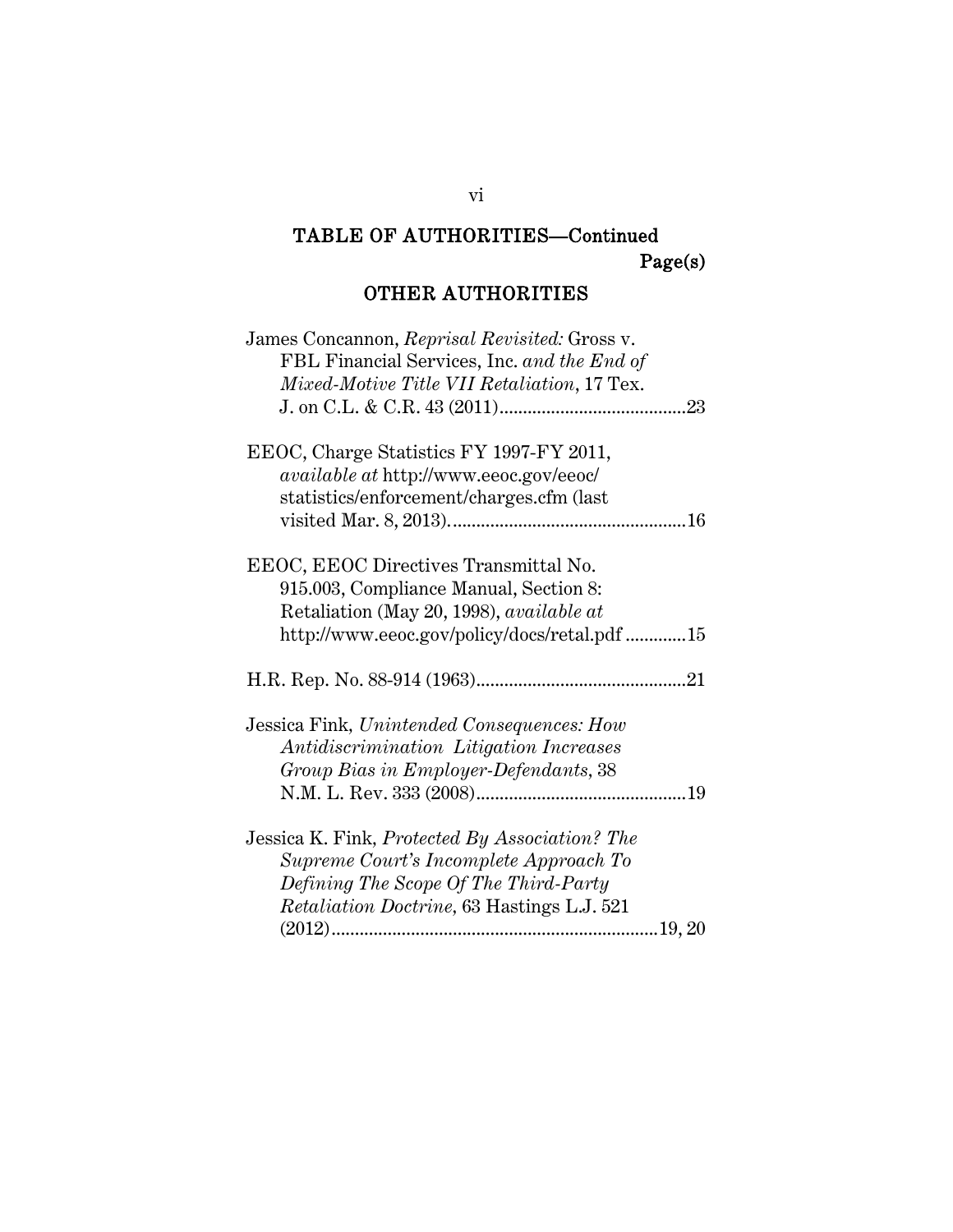## TABLE OF AUTHORITIES—Continued

Page(s)

## OTHER AUTHORITIES

James Concannon, *Reprisal Revisited:* Gross v. FBL Financial Services, Inc. *and the End of Mixed-Motive Title VII Retaliation*, 17 Tex. J. on C.L. & C.R. 43 (2011)........................................23

EEOC, Charge Statistics FY 1997-FY 2011, *available at* http://www.eeoc.gov/eeoc/statistics/enforcement/charges.cfm (last visited Mar. 8, 2013)..................................................16

EEOC, EEOC Directives Transmittal No. 915.003, Compliance Manual, Section 8: Retaliation (May 20, 1998), *available at* http://www.eeoc.gov/policy/docs/retal.pdf .............15

H.R. Rep. No. 88-914 (1963)............................................21

Jessica Fink, *Unintended Consequences: How Antidiscrimination Litigation Increases Group Bias in Employer-Defendants*, 38 N.M. L. Rev. 333 (2008)............................................19

Jessica K. Fink, *Protected By Association? The Supreme Court's Incomplete Approach To Defining The Scope Of The Third-Party Retaliation Doctrine,* 63 Hastings L.J. 521 (2012).....................................................................19, 20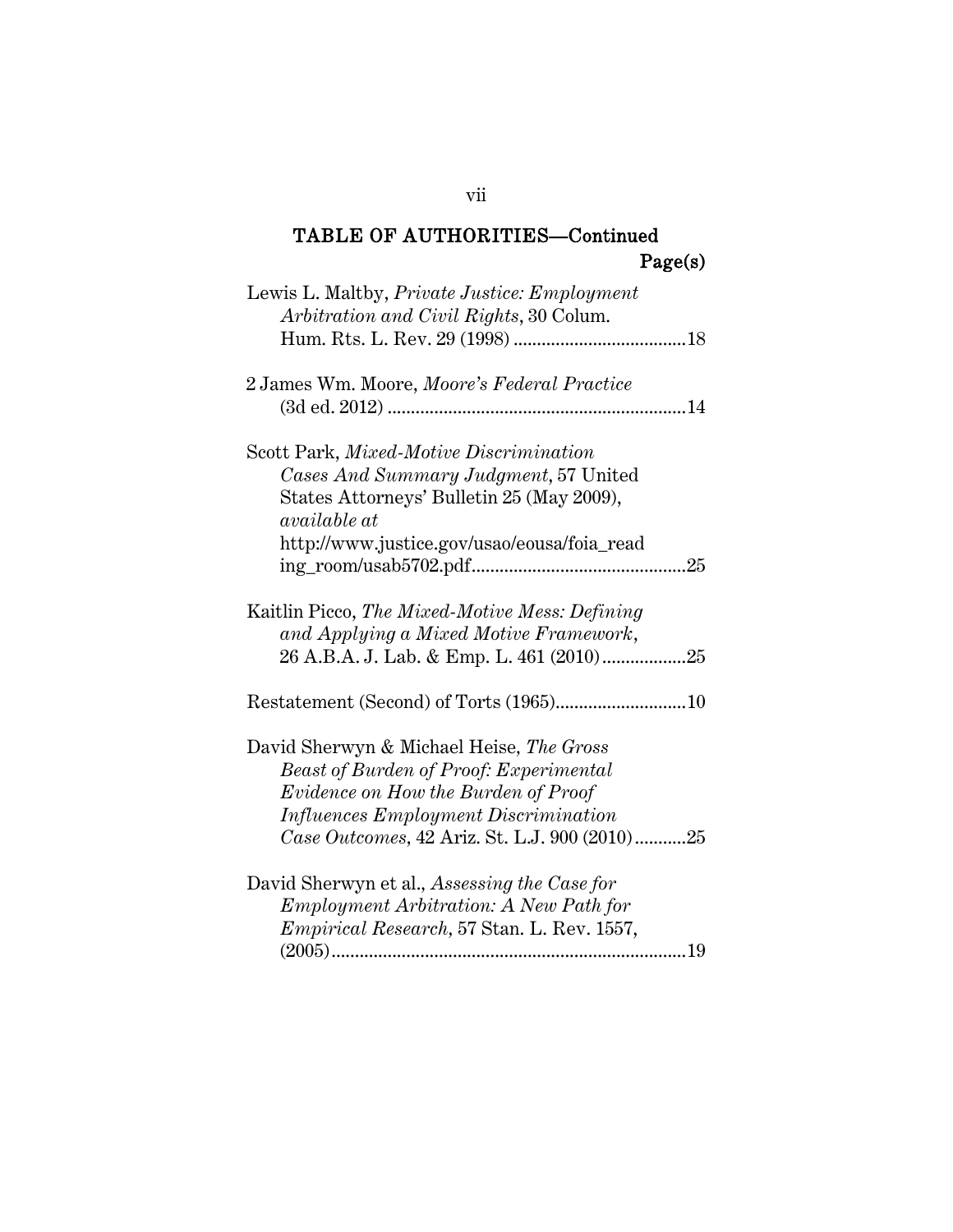## TABLE OF AUTHORITIES—Continued

Page(s)

Lewis L. Maltby, *Private Justice: Employment Arbitration and Civil Rights*, 30 Colum. Hum. Rts. L. Rev. 29 (1998) .....................................18

2 James Wm. Moore, *Moore's Federal Practice* (3d ed. 2012) ................................................................14

Scott Park, *Mixed-Motive Discrimination Cases And Summary Judgment*, 57 United States Attorneys' Bulletin 25 (May 2009), *available at* http://www.justice.gov/usao/eousa/foia_reading_room/usab5702.pdf.............................................25

Kaitlin Picco, *The Mixed-Motive Mess: Defining and Applying a Mixed Motive Framework*, 26 A.B.A. J. Lab. & Emp. L. 461 (2010)..................25

Restatement (Second) of Torts (1965)............................10

David Sherwyn & Michael Heise, *The Gross Beast of Burden of Proof: Experimental Evidence on How the Burden of Proof Influences Employment Discrimination Case Outcomes*, 42 Ariz. St. L.J. 900 (2010)...........25

David Sherwyn et al., *Assessing the Case for Employment Arbitration: A New Path for Empirical Research*, 57 Stan. L. Rev. 1557, (2005)............................................................................19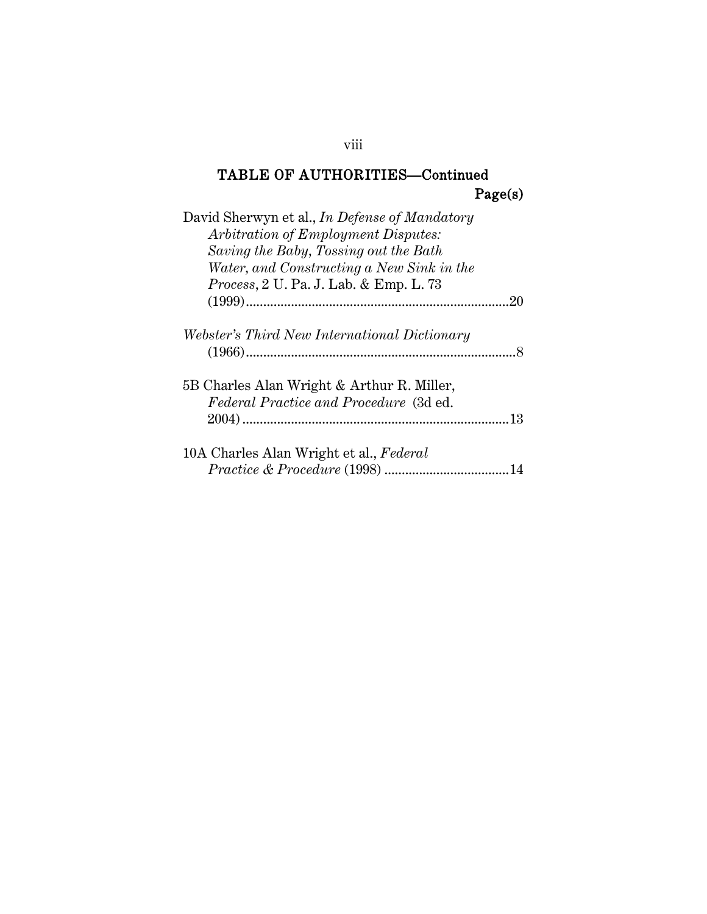## TABLE OF AUTHORITIES—Continued

**Page(s)**

David Sherwyn et al., *In Defense of Mandatory Arbitration of Employment Disputes: Saving the Baby, Tossing out the Bath Water, and Constructing a New Sink in the Process*, 2 U. Pa. J. Lab. & Emp. L. 73 (1999)............................................................................20

*Webster's Third New International Dictionary* (1966)..............................................................................8

5B Charles Alan Wright & Arthur R. Miller, *Federal Practice and Procedure* (3d ed. 2004)............................................................................13

10A Charles Alan Wright et al., *Federal Practice & Procedure* (1998) ....................................14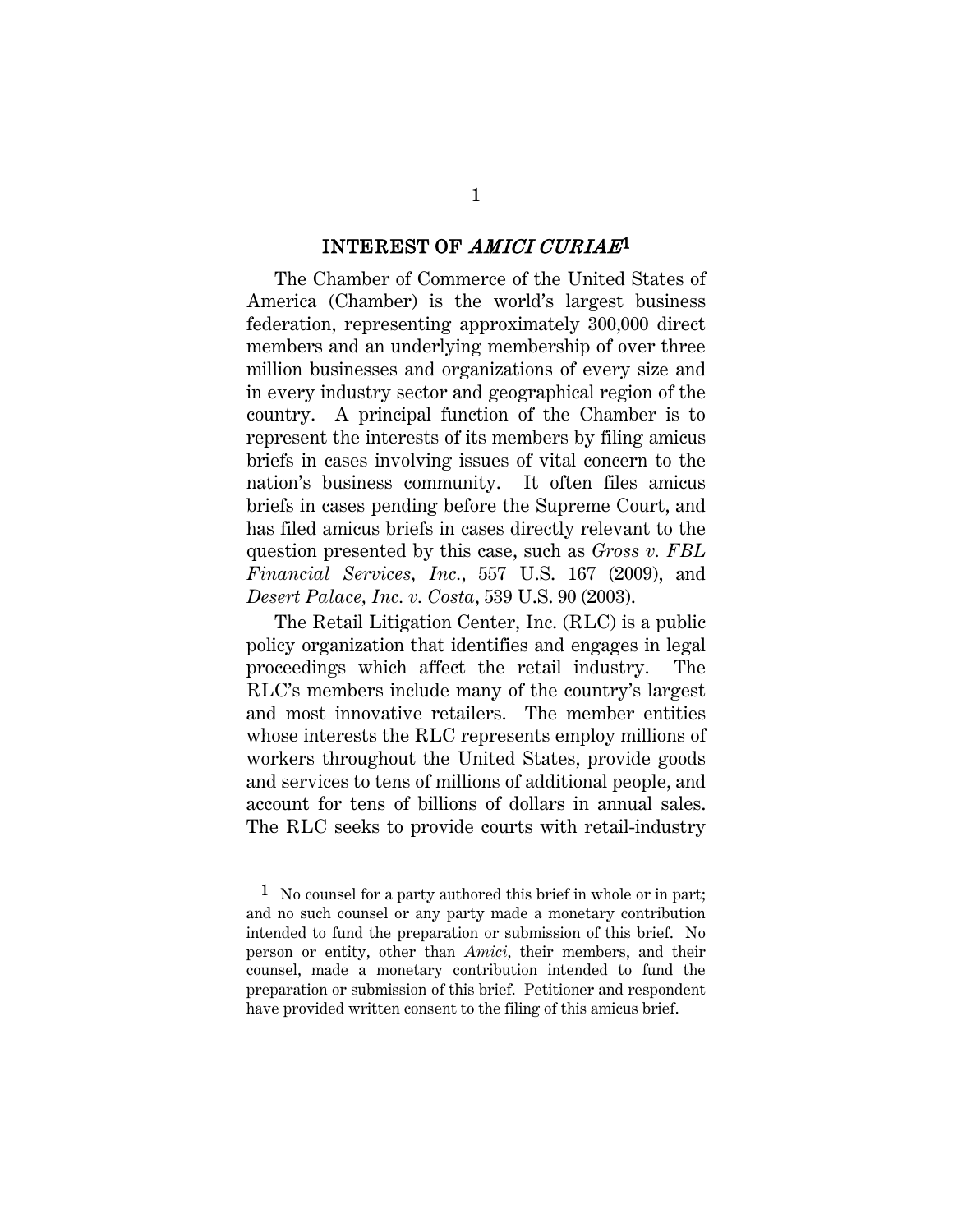## INTEREST OF *AMICI CURIAE*[1]

The Chamber of Commerce of the United States of America (Chamber) is the world's largest business federation, representing approximately 300,000 direct members and an underlying membership of over three million businesses and organizations of every size and in every industry sector and geographical region of the country. A principal function of the Chamber is to represent the interests of its members by filing amicus briefs in cases involving issues of vital concern to the nation's business community. It often files amicus briefs in cases pending before the Supreme Court, and has filed amicus briefs in cases directly relevant to the question presented by this case, such as *Gross v. FBL Financial Services, Inc.*, 557 U.S. 167 (2009), and *Desert Palace, Inc. v. Costa*, 539 U.S. 90 (2003).

The Retail Litigation Center, Inc. (RLC) is a public policy organization that identifies and engages in legal proceedings which affect the retail industry. The RLC's members include many of the country's largest and most innovative retailers. The member entities whose interests the RLC represents employ millions of workers throughout the United States, provide goods and services to tens of millions of additional people, and account for tens of billions of dollars in annual sales. The RLC seeks to provide courts with retail-industry

---

[1] No counsel for a party authored this brief in whole or in part; and no such counsel or any party made a monetary contribution intended to fund the preparation or submission of this brief. No person or entity, other than *Amici*, their members, and their counsel, made a monetary contribution intended to fund the preparation or submission of this brief. Petitioner and respondent have provided written consent to the filing of this amicus brief.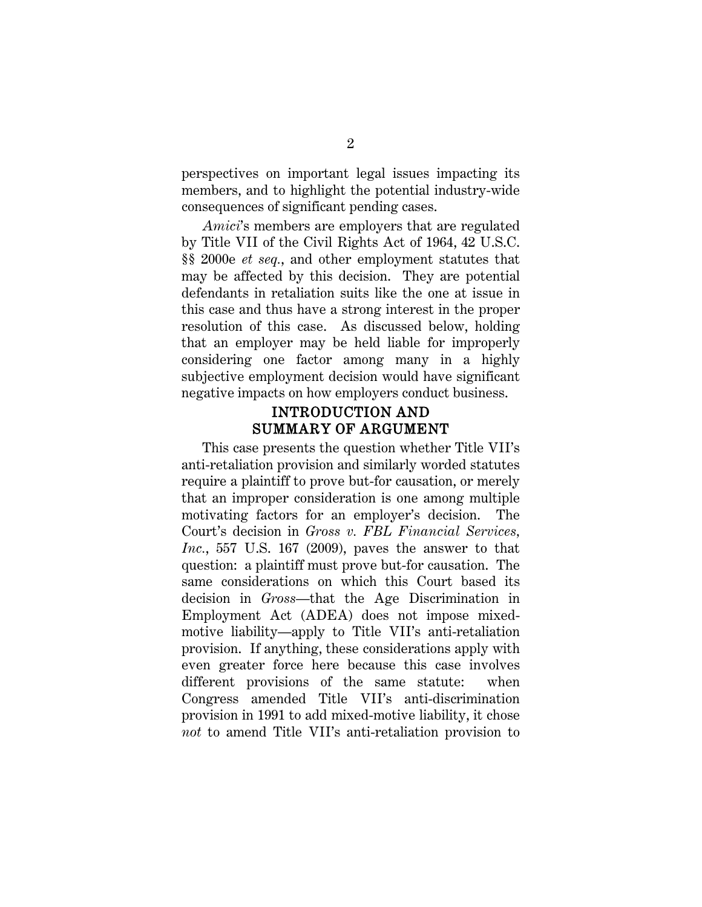perspectives on important legal issues impacting its members, and to highlight the potential industry-wide consequences of significant pending cases.

*Amici*'s members are employers that are regulated by Title VII of the Civil Rights Act of 1964, 42 U.S.C. §§ 2000e *et seq.*, and other employment statutes that may be affected by this decision. They are potential defendants in retaliation suits like the one at issue in this case and thus have a strong interest in the proper resolution of this case. As discussed below, holding that an employer may be held liable for improperly considering one factor among many in a highly subjective employment decision would have significant negative impacts on how employers conduct business.

## INTRODUCTION AND SUMMARY OF ARGUMENT

This case presents the question whether Title VII's anti-retaliation provision and similarly worded statutes require a plaintiff to prove but-for causation, or merely that an improper consideration is one among multiple motivating factors for an employer's decision. The Court's decision in *Gross v. FBL Financial Services, Inc.*, 557 U.S. 167 (2009), paves the answer to that question: a plaintiff must prove but-for causation. The same considerations on which this Court based its decision in *Gross*—that the Age Discrimination in Employment Act (ADEA) does not impose mixed-motive liability—apply to Title VII's anti-retaliation provision. If anything, these considerations apply with even greater force here because this case involves different provisions of the same statute: when Congress amended Title VII's anti-discrimination provision in 1991 to add mixed-motive liability, it chose *not* to amend Title VII's anti-retaliation provision to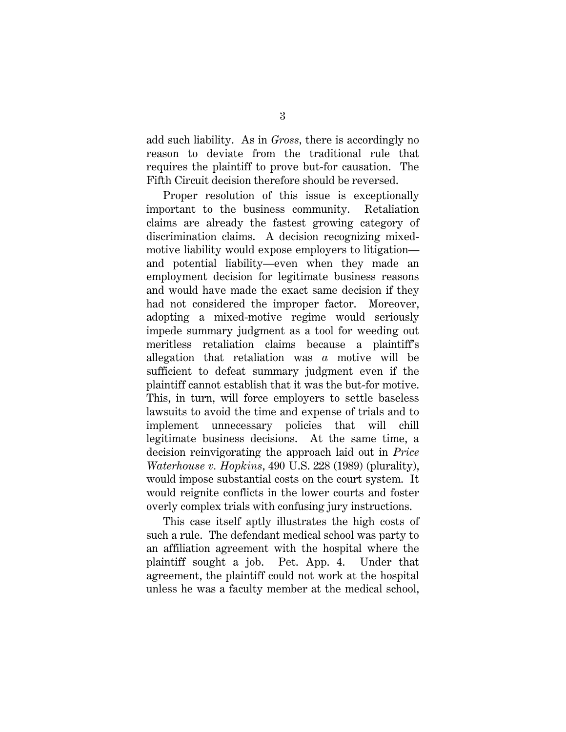add such liability. As in *Gross*, there is accordingly no reason to deviate from the traditional rule that requires the plaintiff to prove but-for causation. The Fifth Circuit decision therefore should be reversed.

Proper resolution of this issue is exceptionally important to the business community. Retaliation claims are already the fastest growing category of discrimination claims. A decision recognizing mixed-motive liability would expose employers to litigation—and potential liability—even when they made an employment decision for legitimate business reasons and would have made the exact same decision if they had not considered the improper factor. Moreover, adopting a mixed-motive regime would seriously impede summary judgment as a tool for weeding out meritless retaliation claims because a plaintiff's allegation that retaliation was *a* motive will be sufficient to defeat summary judgment even if the plaintiff cannot establish that it was the but-for motive. This, in turn, will force employers to settle baseless lawsuits to avoid the time and expense of trials and to implement unnecessary policies that will chill legitimate business decisions. At the same time, a decision reinvigorating the approach laid out in *Price Waterhouse v. Hopkins*, 490 U.S. 228 (1989) (plurality), would impose substantial costs on the court system. It would reignite conflicts in the lower courts and foster overly complex trials with confusing jury instructions.

This case itself aptly illustrates the high costs of such a rule. The defendant medical school was party to an affiliation agreement with the hospital where the plaintiff sought a job. Pet. App. 4. Under that agreement, the plaintiff could not work at the hospital unless he was a faculty member at the medical school,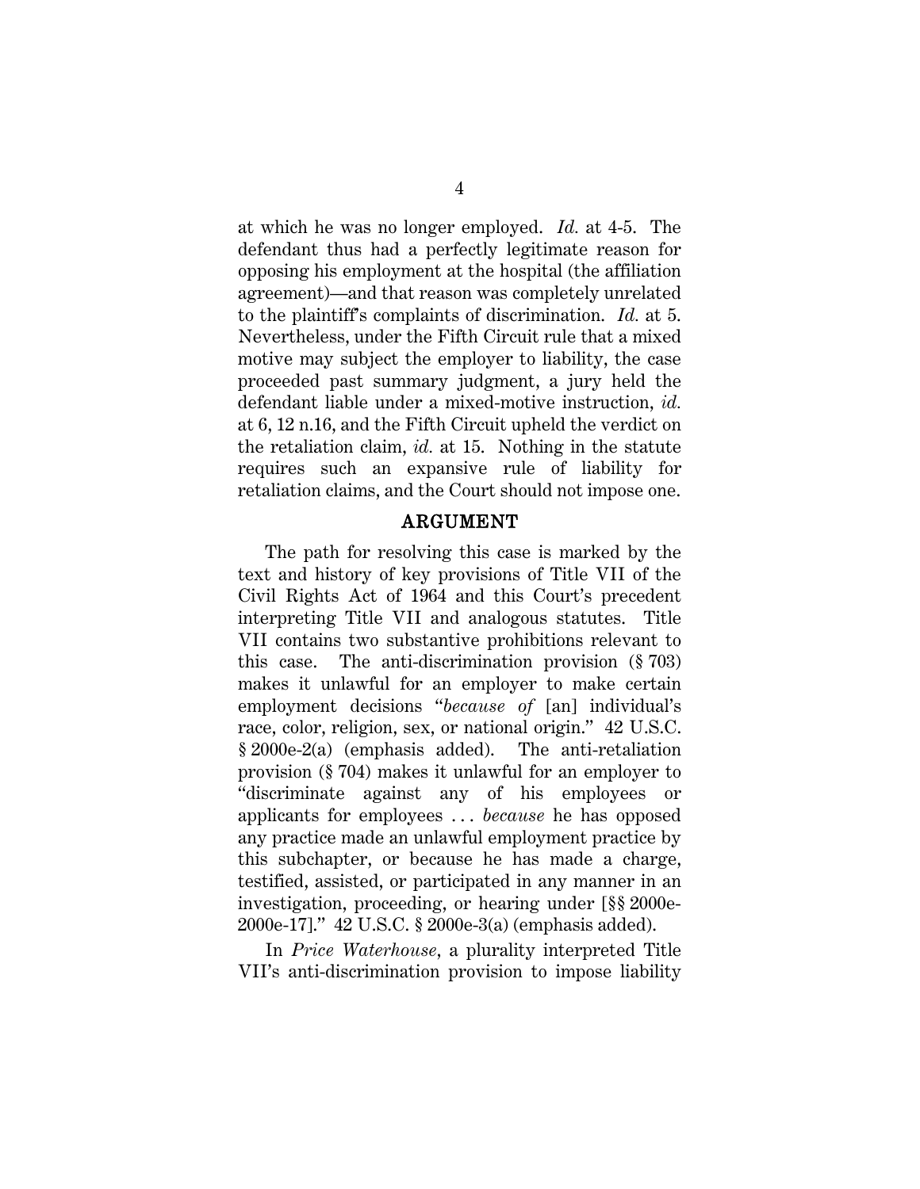at which he was no longer employed. *Id.* at 4-5. The defendant thus had a perfectly legitimate reason for opposing his employment at the hospital (the affiliation agreement)—and that reason was completely unrelated to the plaintiff's complaints of discrimination. *Id.* at 5. Nevertheless, under the Fifth Circuit rule that a mixed motive may subject the employer to liability, the case proceeded past summary judgment, a jury held the defendant liable under a mixed-motive instruction, *id.* at 6, 12 n.16, and the Fifth Circuit upheld the verdict on the retaliation claim, *id.* at 15. Nothing in the statute requires such an expansive rule of liability for retaliation claims, and the Court should not impose one.

## ARGUMENT

The path for resolving this case is marked by the text and history of key provisions of Title VII of the Civil Rights Act of 1964 and this Court's precedent interpreting Title VII and analogous statutes. Title VII contains two substantive prohibitions relevant to this case. The anti-discrimination provision (§ 703) makes it unlawful for an employer to make certain employment decisions "*because of* [an] individual's race, color, religion, sex, or national origin." 42 U.S.C. § 2000e-2(a) (emphasis added). The anti-retaliation provision (§ 704) makes it unlawful for an employer to "discriminate against any of his employees or applicants for employees . . . *because* he has opposed any practice made an unlawful employment practice by this subchapter, or because he has made a charge, testified, assisted, or participated in any manner in an investigation, proceeding, or hearing under [§§ 2000e-2000e-17]." 42 U.S.C. § 2000e-3(a) (emphasis added).

In *Price Waterhouse*, a plurality interpreted Title VII's anti-discrimination provision to impose liability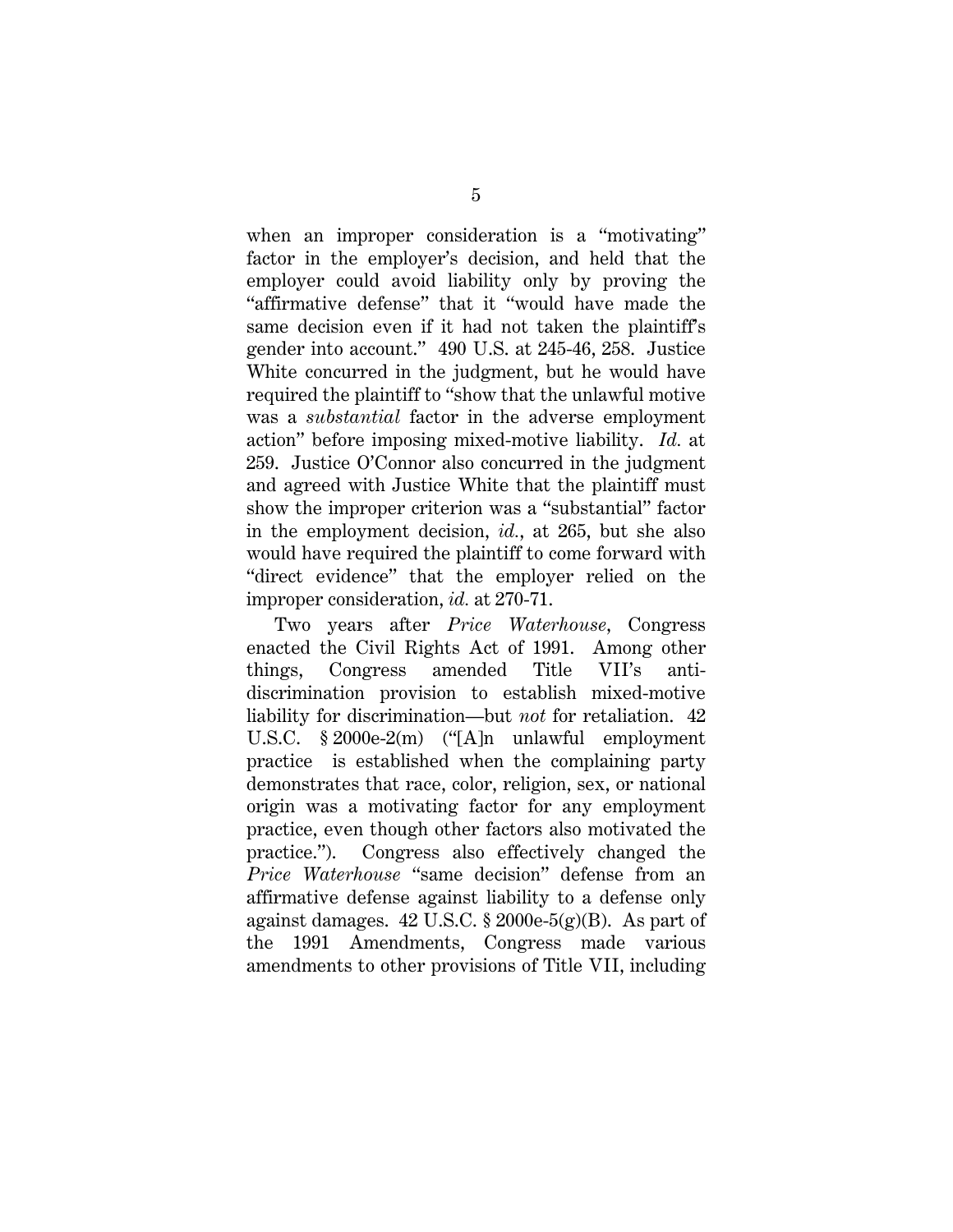when an improper consideration is a "motivating" factor in the employer's decision, and held that the employer could avoid liability only by proving the "affirmative defense" that it "would have made the same decision even if it had not taken the plaintiff's gender into account." 490 U.S. at 245-46, 258. Justice White concurred in the judgment, but he would have required the plaintiff to "show that the unlawful motive was a *substantial* factor in the adverse employment action" before imposing mixed-motive liability. *Id.* at 259. Justice O'Connor also concurred in the judgment and agreed with Justice White that the plaintiff must show the improper criterion was a "substantial" factor in the employment decision, *id.*, at 265, but she also would have required the plaintiff to come forward with "direct evidence" that the employer relied on the improper consideration, *id.* at 270-71.

Two years after *Price Waterhouse*, Congress enacted the Civil Rights Act of 1991. Among other things, Congress amended Title VII's anti-discrimination provision to establish mixed-motive liability for discrimination—but *not* for retaliation. 42 U.S.C. § 2000e-2(m) ("[A]n unlawful employment practice is established when the complaining party demonstrates that race, color, religion, sex, or national origin was a motivating factor for any employment practice, even though other factors also motivated the practice."). Congress also effectively changed the *Price Waterhouse* "same decision" defense from an affirmative defense against liability to a defense only against damages. 42 U.S.C. § 2000e-5(g)(B). As part of the 1991 Amendments, Congress made various amendments to other provisions of Title VII, including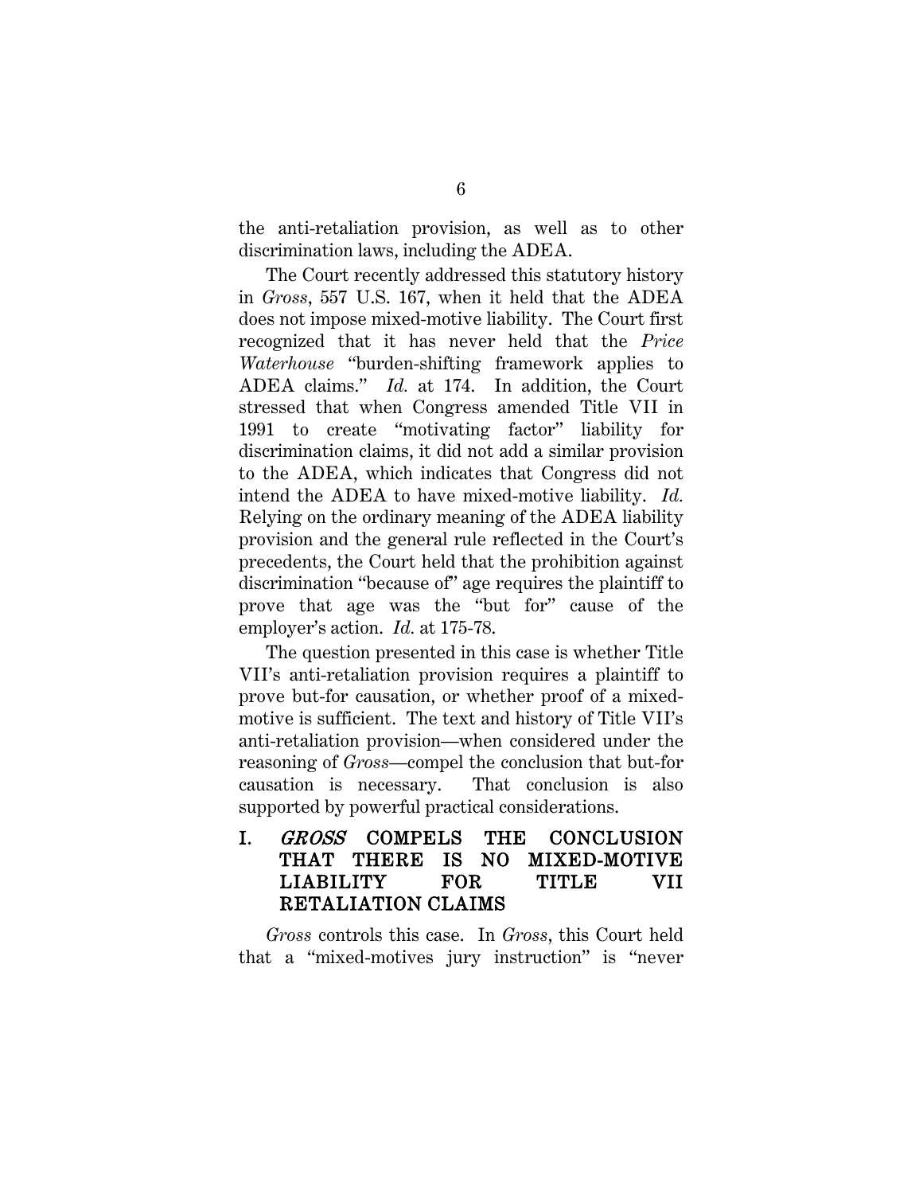the anti-retaliation provision, as well as to other discrimination laws, including the ADEA.

The Court recently addressed this statutory history in *Gross*, 557 U.S. 167, when it held that the ADEA does not impose mixed-motive liability. The Court first recognized that it has never held that the *Price Waterhouse* "burden-shifting framework applies to ADEA claims." *Id.* at 174. In addition, the Court stressed that when Congress amended Title VII in 1991 to create "motivating factor" liability for discrimination claims, it did not add a similar provision to the ADEA, which indicates that Congress did not intend the ADEA to have mixed-motive liability. *Id.* Relying on the ordinary meaning of the ADEA liability provision and the general rule reflected in the Court's precedents, the Court held that the prohibition against discrimination "because of" age requires the plaintiff to prove that age was the "but for" cause of the employer's action. *Id.* at 175-78.

The question presented in this case is whether Title VII's anti-retaliation provision requires a plaintiff to prove but-for causation, or whether proof of a mixed-motive is sufficient. The text and history of Title VII's anti-retaliation provision—when considered under the reasoning of *Gross*—compel the conclusion that but-for causation is necessary. That conclusion is also supported by powerful practical considerations.

## I. *GROSS* COMPELS THE CONCLUSION THAT THERE IS NO MIXED-MOTIVE LIABILITY FOR TITLE VII RETALIATION CLAIMS

*Gross* controls this case. In *Gross*, this Court held that a "mixed-motives jury instruction" is "never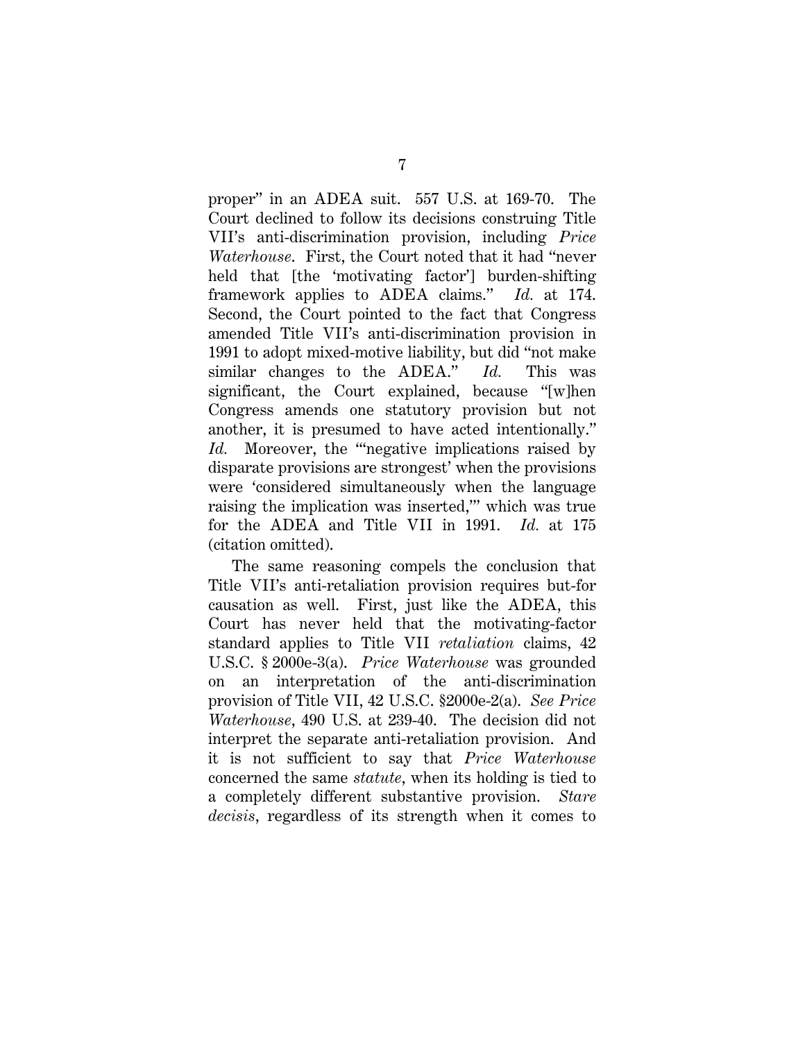proper" in an ADEA suit. 557 U.S. at 169-70. The Court declined to follow its decisions construing Title VII's anti-discrimination provision, including *Price Waterhouse*. First, the Court noted that it had "never held that [the 'motivating factor'] burden-shifting framework applies to ADEA claims." *Id.* at 174. Second, the Court pointed to the fact that Congress amended Title VII's anti-discrimination provision in 1991 to adopt mixed-motive liability, but did "not make similar changes to the ADEA." *Id.* This was significant, the Court explained, because "[w]hen Congress amends one statutory provision but not another, it is presumed to have acted intentionally." *Id.* Moreover, the "'negative implications raised by disparate provisions are strongest' when the provisions were 'considered simultaneously when the language raising the implication was inserted,'" which was true for the ADEA and Title VII in 1991. *Id.* at 175 (citation omitted).

The same reasoning compels the conclusion that Title VII's anti-retaliation provision requires but-for causation as well. First, just like the ADEA, this Court has never held that the motivating-factor standard applies to Title VII *retaliation* claims, 42 U.S.C. § 2000e-3(a). *Price Waterhouse* was grounded on an interpretation of the anti-discrimination provision of Title VII, 42 U.S.C. §2000e-2(a). *See Price Waterhouse*, 490 U.S. at 239-40. The decision did not interpret the separate anti-retaliation provision. And it is not sufficient to say that *Price Waterhouse* concerned the same *statute*, when its holding is tied to a completely different substantive provision. *Stare decisis*, regardless of its strength when it comes to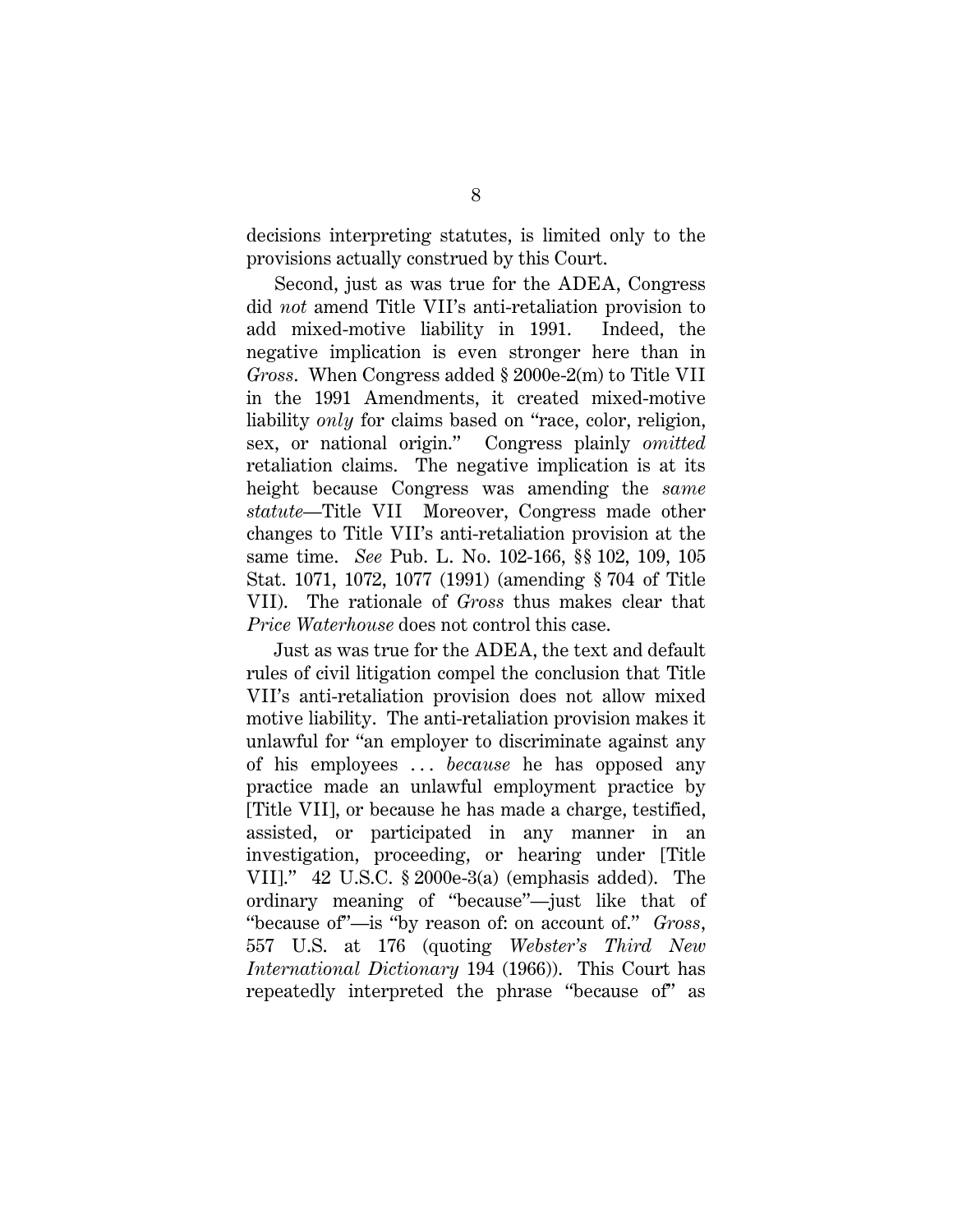decisions interpreting statutes, is limited only to the provisions actually construed by this Court.

Second, just as was true for the ADEA, Congress did *not* amend Title VII's anti-retaliation provision to add mixed-motive liability in 1991. Indeed, the negative implication is even stronger here than in *Gross*. When Congress added § 2000e-2(m) to Title VII in the 1991 Amendments, it created mixed-motive liability *only* for claims based on "race, color, religion, sex, or national origin." Congress plainly *omitted* retaliation claims. The negative implication is at its height because Congress was amending the *same statute*—Title VII Moreover, Congress made other changes to Title VII's anti-retaliation provision at the same time. *See* Pub. L. No. 102-166, §§ 102, 109, 105 Stat. 1071, 1072, 1077 (1991) (amending § 704 of Title VII). The rationale of *Gross* thus makes clear that *Price Waterhouse* does not control this case.

Just as was true for the ADEA, the text and default rules of civil litigation compel the conclusion that Title VII's anti-retaliation provision does not allow mixed motive liability. The anti-retaliation provision makes it unlawful for "an employer to discriminate against any of his employees . . . *because* he has opposed any practice made an unlawful employment practice by [Title VII], or because he has made a charge, testified, assisted, or participated in any manner in an investigation, proceeding, or hearing under [Title VII]." 42 U.S.C. § 2000e-3(a) (emphasis added). The ordinary meaning of "because"—just like that of "because of"—is "by reason of: on account of." *Gross*, 557 U.S. at 176 (quoting *Webster's Third New International Dictionary* 194 (1966)). This Court has repeatedly interpreted the phrase "because of" as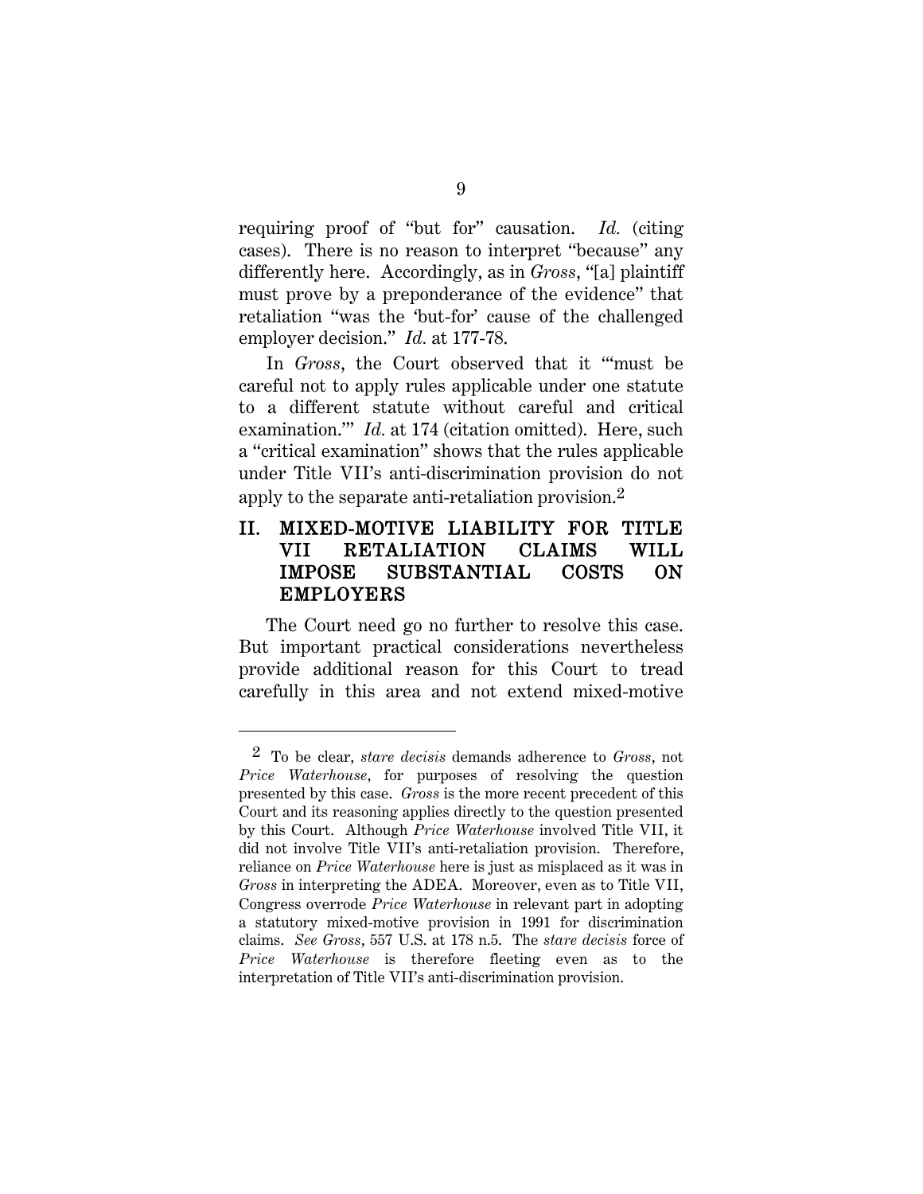requiring proof of "but for" causation. *Id.* (citing cases). There is no reason to interpret "because" any differently here. Accordingly, as in *Gross*, "[a] plaintiff must prove by a preponderance of the evidence" that retaliation "was the 'but-for' cause of the challenged employer decision." *Id.* at 177-78.

In *Gross*, the Court observed that it "'must be careful not to apply rules applicable under one statute to a different statute without careful and critical examination.'" *Id.* at 174 (citation omitted). Here, such a "critical examination" shows that the rules applicable under Title VII's anti-discrimination provision do not apply to the separate anti-retaliation provision.[2]

## II. MIXED-MOTIVE LIABILITY FOR TITLE VII RETALIATION CLAIMS WILL IMPOSE SUBSTANTIAL COSTS ON EMPLOYERS

The Court need go no further to resolve this case. But important practical considerations nevertheless provide additional reason for this Court to tread carefully in this area and not extend mixed-motive

---

[2] To be clear, *stare decisis* demands adherence to *Gross*, not *Price Waterhouse*, for purposes of resolving the question presented by this case. *Gross* is the more recent precedent of this Court and its reasoning applies directly to the question presented by this Court. Although *Price Waterhouse* involved Title VII, it did not involve Title VII's anti-retaliation provision. Therefore, reliance on *Price Waterhouse* here is just as misplaced as it was in *Gross* in interpreting the ADEA. Moreover, even as to Title VII, Congress overrode *Price Waterhouse* in relevant part in adopting a statutory mixed-motive provision in 1991 for discrimination claims. *See Gross*, 557 U.S. at 178 n.5. The *stare decisis* force of *Price Waterhouse* is therefore fleeting even as to the interpretation of Title VII's anti-discrimination provision.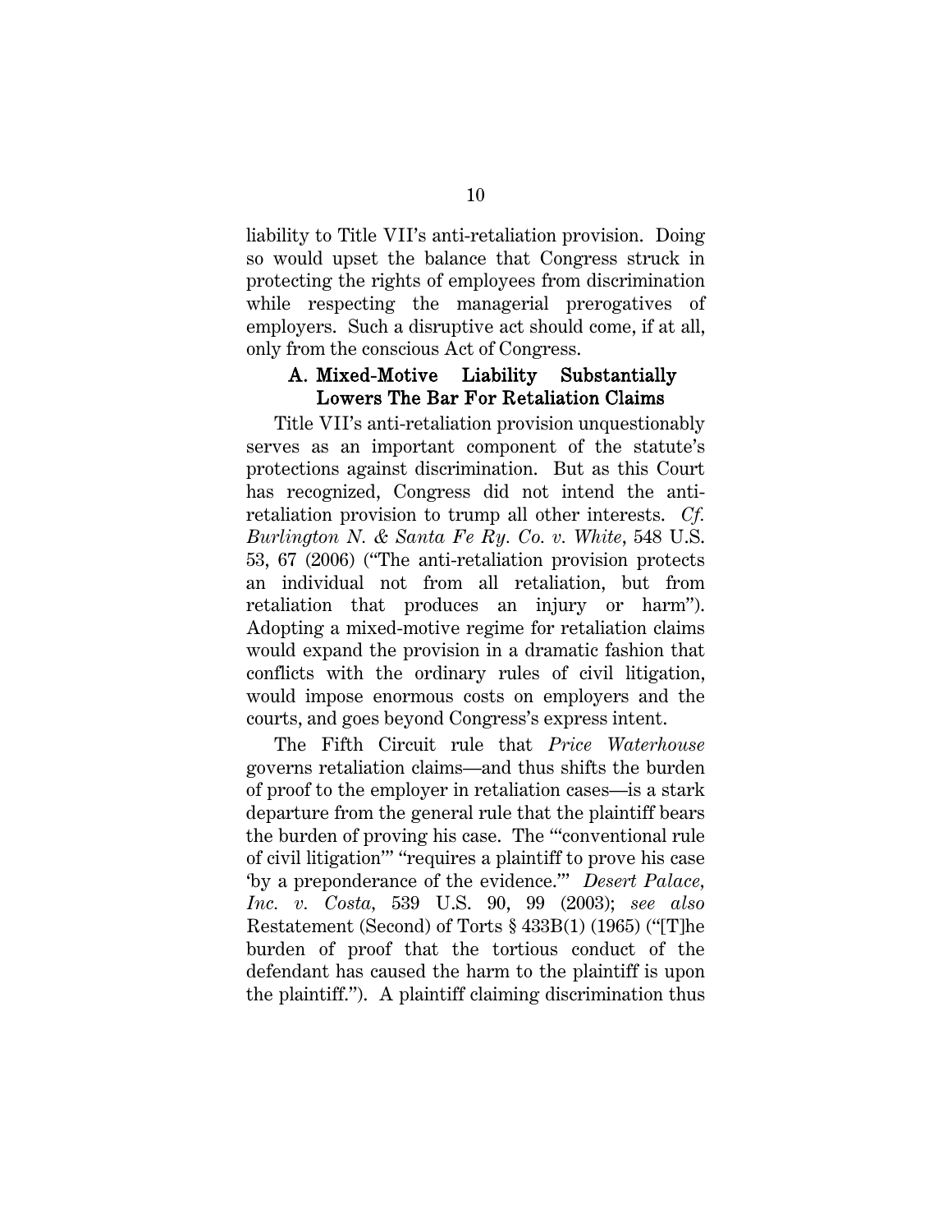liability to Title VII's anti-retaliation provision. Doing so would upset the balance that Congress struck in protecting the rights of employees from discrimination while respecting the managerial prerogatives of employers. Such a disruptive act should come, if at all, only from the conscious Act of Congress.

### A. Mixed-Motive Liability Substantially Lowers The Bar For Retaliation Claims

Title VII's anti-retaliation provision unquestionably serves as an important component of the statute's protections against discrimination. But as this Court has recognized, Congress did not intend the anti-retaliation provision to trump all other interests. *Cf. Burlington N. & Santa Fe Ry. Co. v. White*, 548 U.S. 53, 67 (2006) ("The anti-retaliation provision protects an individual not from all retaliation, but from retaliation that produces an injury or harm"). Adopting a mixed-motive regime for retaliation claims would expand the provision in a dramatic fashion that conflicts with the ordinary rules of civil litigation, would impose enormous costs on employers and the courts, and goes beyond Congress's express intent.

The Fifth Circuit rule that *Price Waterhouse* governs retaliation claims—and thus shifts the burden of proof to the employer in retaliation cases—is a stark departure from the general rule that the plaintiff bears the burden of proving his case. The "'conventional rule of civil litigation'" "requires a plaintiff to prove his case 'by a preponderance of the evidence.'" *Desert Palace, Inc. v. Costa*, 539 U.S. 90, 99 (2003); *see also* Restatement (Second) of Torts § 433B(1) (1965) ("[T]he burden of proof that the tortious conduct of the defendant has caused the harm to the plaintiff is upon the plaintiff."). A plaintiff claiming discrimination thus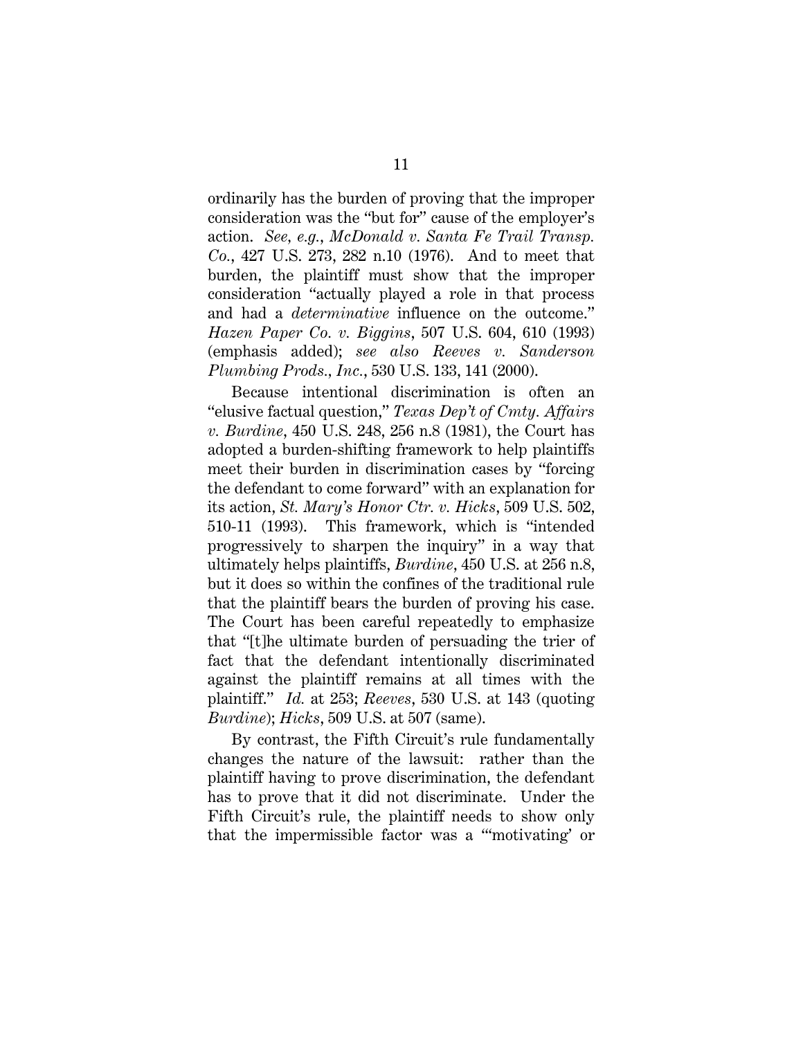ordinarily has the burden of proving that the improper consideration was the "but for" cause of the employer's action. *See, e.g.*, *McDonald v. Santa Fe Trail Transp. Co.*, 427 U.S. 273, 282 n.10 (1976). And to meet that burden, the plaintiff must show that the improper consideration "actually played a role in that process and had a *determinative* influence on the outcome." *Hazen Paper Co. v. Biggins*, 507 U.S. 604, 610 (1993) (emphasis added); *see also Reeves v. Sanderson Plumbing Prods., Inc.*, 530 U.S. 133, 141 (2000).

Because intentional discrimination is often an "elusive factual question," *Texas Dep't of Cmty. Affairs v. Burdine*, 450 U.S. 248, 256 n.8 (1981), the Court has adopted a burden-shifting framework to help plaintiffs meet their burden in discrimination cases by "forcing the defendant to come forward" with an explanation for its action, *St. Mary's Honor Ctr. v. Hicks*, 509 U.S. 502, 510-11 (1993). This framework, which is "intended progressively to sharpen the inquiry" in a way that ultimately helps plaintiffs, *Burdine*, 450 U.S. at 256 n.8, but it does so within the confines of the traditional rule that the plaintiff bears the burden of proving his case. The Court has been careful repeatedly to emphasize that "[t]he ultimate burden of persuading the trier of fact that the defendant intentionally discriminated against the plaintiff remains at all times with the plaintiff." *Id.* at 253; *Reeves*, 530 U.S. at 143 (quoting *Burdine*); *Hicks*, 509 U.S. at 507 (same).

By contrast, the Fifth Circuit's rule fundamentally changes the nature of the lawsuit: rather than the plaintiff having to prove discrimination, the defendant has to prove that it did not discriminate. Under the Fifth Circuit's rule, the plaintiff needs to show only that the impermissible factor was a "'motivating' or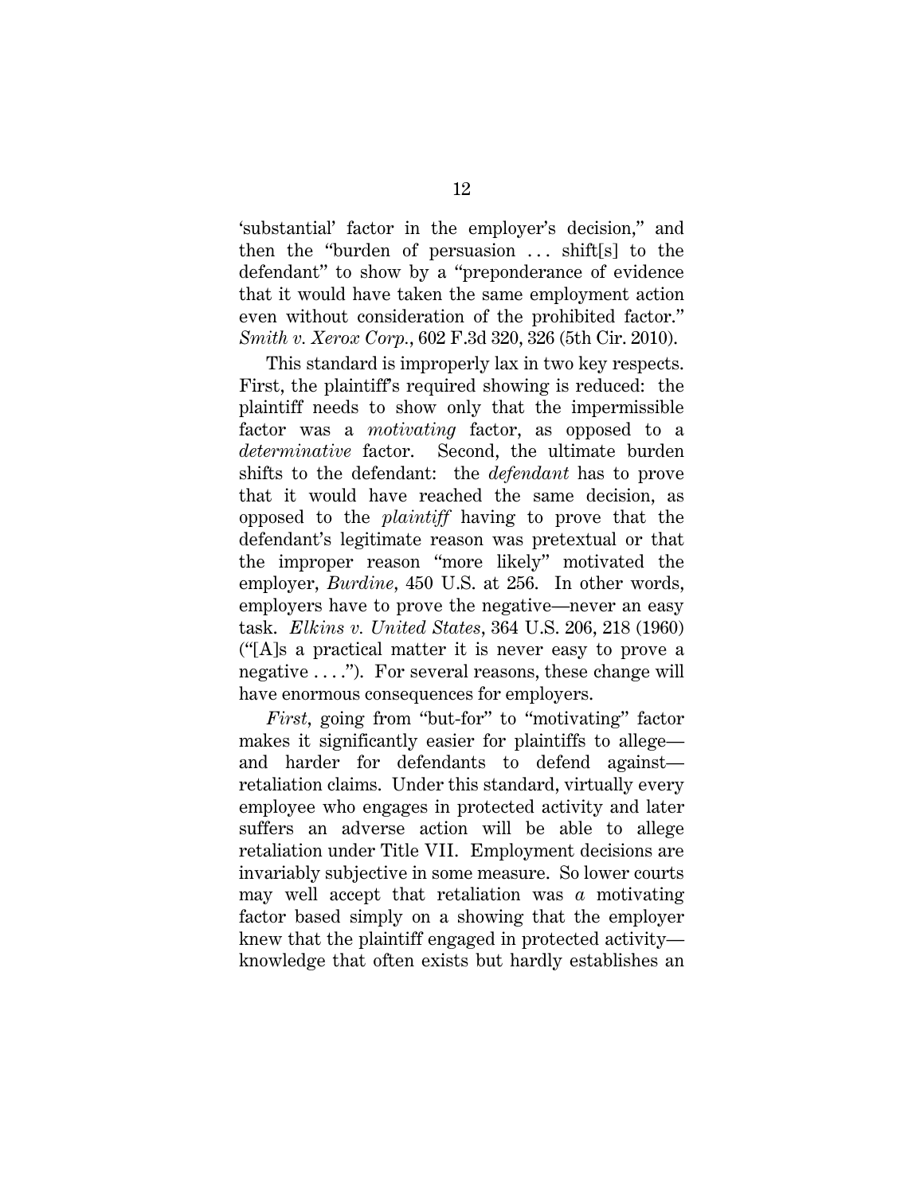'substantial' factor in the employer's decision," and then the "burden of persuasion . . . shift[s] to the defendant" to show by a "preponderance of evidence that it would have taken the same employment action even without consideration of the prohibited factor." *Smith v. Xerox Corp.*, 602 F.3d 320, 326 (5th Cir. 2010).

This standard is improperly lax in two key respects. First, the plaintiff's required showing is reduced: the plaintiff needs to show only that the impermissible factor was a *motivating* factor, as opposed to a *determinative* factor. Second, the ultimate burden shifts to the defendant: the *defendant* has to prove that it would have reached the same decision, as opposed to the *plaintiff* having to prove that the defendant's legitimate reason was pretextual or that the improper reason "more likely" motivated the employer, *Burdine*, 450 U.S. at 256. In other words, employers have to prove the negative—never an easy task. *Elkins v. United States*, 364 U.S. 206, 218 (1960) ("[A]s a practical matter it is never easy to prove a negative . . . ."). For several reasons, these change will have enormous consequences for employers.

*First*, going from "but-for" to "motivating" factor makes it significantly easier for plaintiffs to allege—and harder for defendants to defend against—retaliation claims. Under this standard, virtually every employee who engages in protected activity and later suffers an adverse action will be able to allege retaliation under Title VII. Employment decisions are invariably subjective in some measure. So lower courts may well accept that retaliation was *a* motivating factor based simply on a showing that the employer knew that the plaintiff engaged in protected activity—knowledge that often exists but hardly establishes an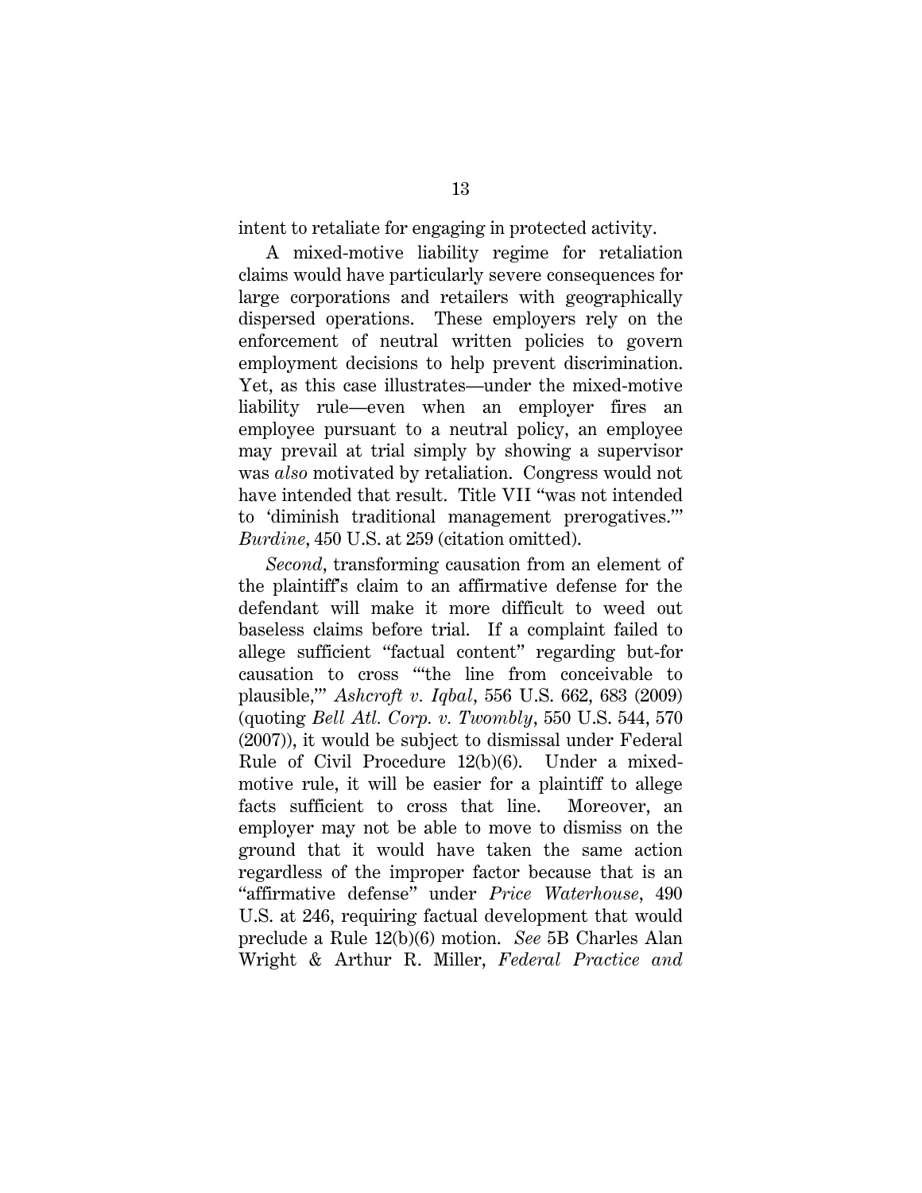intent to retaliate for engaging in protected activity.

A mixed-motive liability regime for retaliation claims would have particularly severe consequences for large corporations and retailers with geographically dispersed operations. These employers rely on the enforcement of neutral written policies to govern employment decisions to help prevent discrimination. Yet, as this case illustrates—under the mixed-motive liability rule—even when an employer fires an employee pursuant to a neutral policy, an employee may prevail at trial simply by showing a supervisor was *also* motivated by retaliation. Congress would not have intended that result. Title VII "was not intended to 'diminish traditional management prerogatives.'" *Burdine*, 450 U.S. at 259 (citation omitted).

*Second*, transforming causation from an element of the plaintiff's claim to an affirmative defense for the defendant will make it more difficult to weed out baseless claims before trial. If a complaint failed to allege sufficient "factual content" regarding but-for causation to cross "'the line from conceivable to plausible,'" *Ashcroft v. Iqbal*, 556 U.S. 662, 683 (2009) (quoting *Bell Atl. Corp. v. Twombly*, 550 U.S. 544, 570 (2007)), it would be subject to dismissal under Federal Rule of Civil Procedure 12(b)(6). Under a mixed-motive rule, it will be easier for a plaintiff to allege facts sufficient to cross that line. Moreover, an employer may not be able to move to dismiss on the ground that it would have taken the same action regardless of the improper factor because that is an "affirmative defense" under *Price Waterhouse*, 490 U.S. at 246, requiring factual development that would preclude a Rule 12(b)(6) motion. *See* 5B Charles Alan Wright & Arthur R. Miller, *Federal Practice and*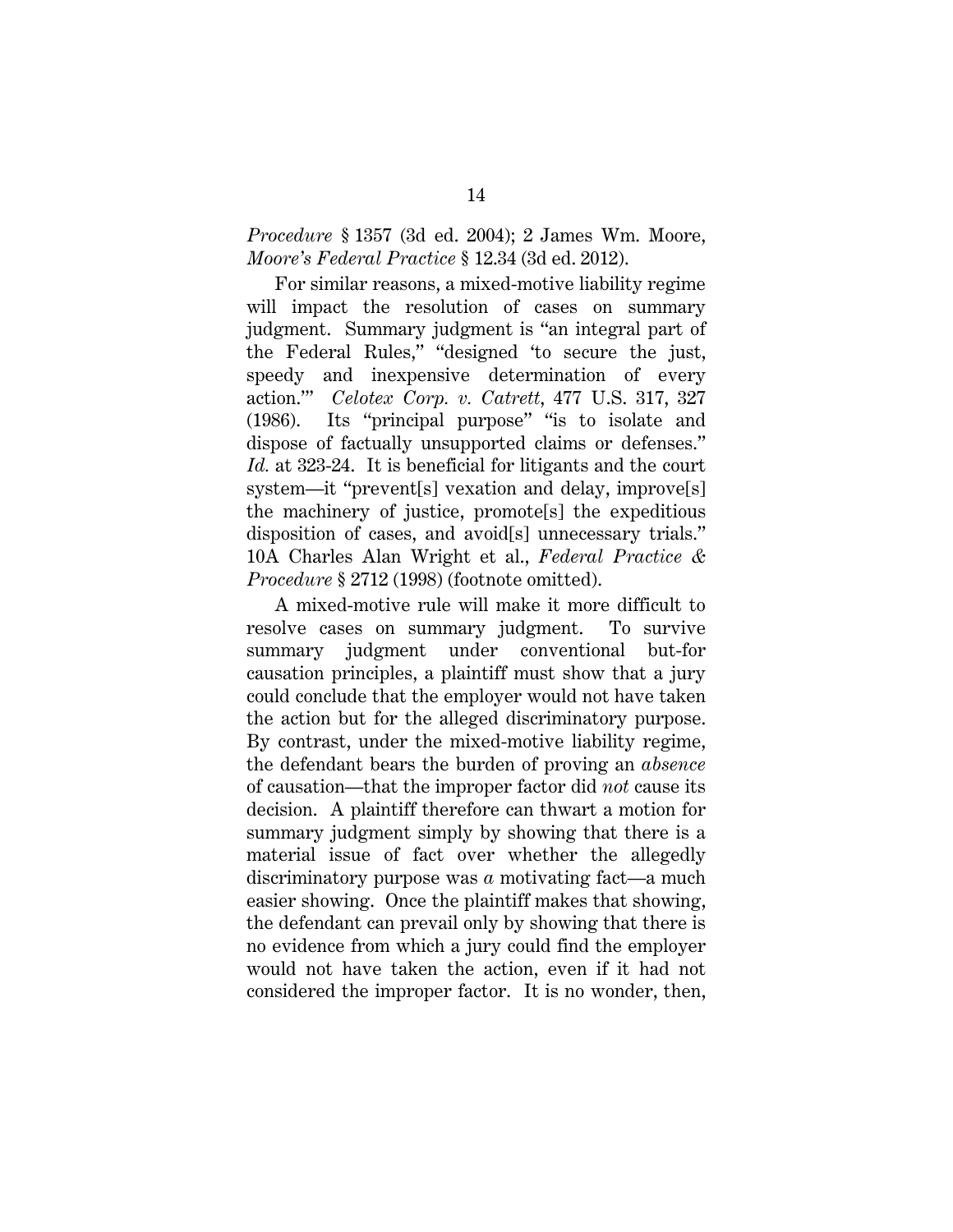*Procedure* § 1357 (3d ed. 2004); 2 James Wm. Moore, *Moore's Federal Practice* § 12.34 (3d ed. 2012).

For similar reasons, a mixed-motive liability regime will impact the resolution of cases on summary judgment. Summary judgment is "an integral part of the Federal Rules," "designed 'to secure the just, speedy and inexpensive determination of every action.'" *Celotex Corp. v. Catrett*, 477 U.S. 317, 327 (1986). Its "principal purpose" "is to isolate and dispose of factually unsupported claims or defenses." *Id.* at 323-24. It is beneficial for litigants and the court system—it "prevent[s] vexation and delay, improve[s] the machinery of justice, promote[s] the expeditious disposition of cases, and avoid[s] unnecessary trials." 10A Charles Alan Wright et al., *Federal Practice & Procedure* § 2712 (1998) (footnote omitted).

A mixed-motive rule will make it more difficult to resolve cases on summary judgment. To survive summary judgment under conventional but-for causation principles, a plaintiff must show that a jury could conclude that the employer would not have taken the action but for the alleged discriminatory purpose. By contrast, under the mixed-motive liability regime, the defendant bears the burden of proving an *absence* of causation—that the improper factor did *not* cause its decision. A plaintiff therefore can thwart a motion for summary judgment simply by showing that there is a material issue of fact over whether the allegedly discriminatory purpose was *a* motivating fact—a much easier showing. Once the plaintiff makes that showing, the defendant can prevail only by showing that there is no evidence from which a jury could find the employer would not have taken the action, even if it had not considered the improper factor. It is no wonder, then,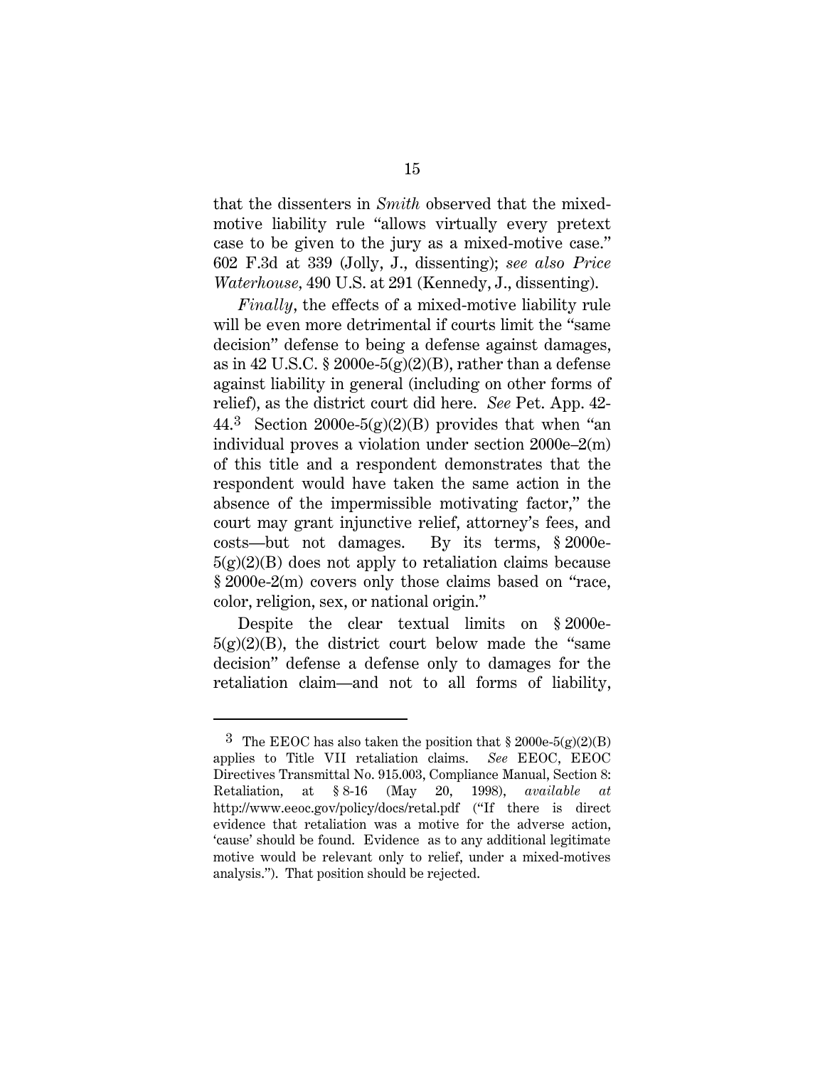that the dissenters in *Smith* observed that the mixed-motive liability rule "allows virtually every pretext case to be given to the jury as a mixed-motive case." 602 F.3d at 339 (Jolly, J., dissenting); *see also Price Waterhouse*, 490 U.S. at 291 (Kennedy, J., dissenting).

*Finally*, the effects of a mixed-motive liability rule will be even more detrimental if courts limit the "same decision" defense to being a defense against damages, as in 42 U.S.C. § 2000e-5(g)(2)(B), rather than a defense against liability in general (including on other forms of relief), as the district court did here. *See* Pet. App. 42-44.[3] Section 2000e-5(g)(2)(B) provides that when "an individual proves a violation under section 2000e–2(m) of this title and a respondent demonstrates that the respondent would have taken the same action in the absence of the impermissible motivating factor," the court may grant injunctive relief, attorney's fees, and costs—but not damages. By its terms, § 2000e-5(g)(2)(B) does not apply to retaliation claims because § 2000e-2(m) covers only those claims based on "race, color, religion, sex, or national origin."

Despite the clear textual limits on § 2000e-5(g)(2)(B), the district court below made the "same decision" defense a defense only to damages for the retaliation claim—and not to all forms of liability,

---

[3] The EEOC has also taken the position that § 2000e-5(g)(2)(B) applies to Title VII retaliation claims. *See* EEOC, EEOC Directives Transmittal No. 915.003, Compliance Manual, Section 8: Retaliation, at § 8-16 (May 20, 1998), *available at* http://www.eeoc.gov/policy/docs/retal.pdf ("If there is direct evidence that retaliation was a motive for the adverse action, 'cause' should be found. Evidence as to any additional legitimate motive would be relevant only to relief, under a mixed-motives analysis."). That position should be rejected.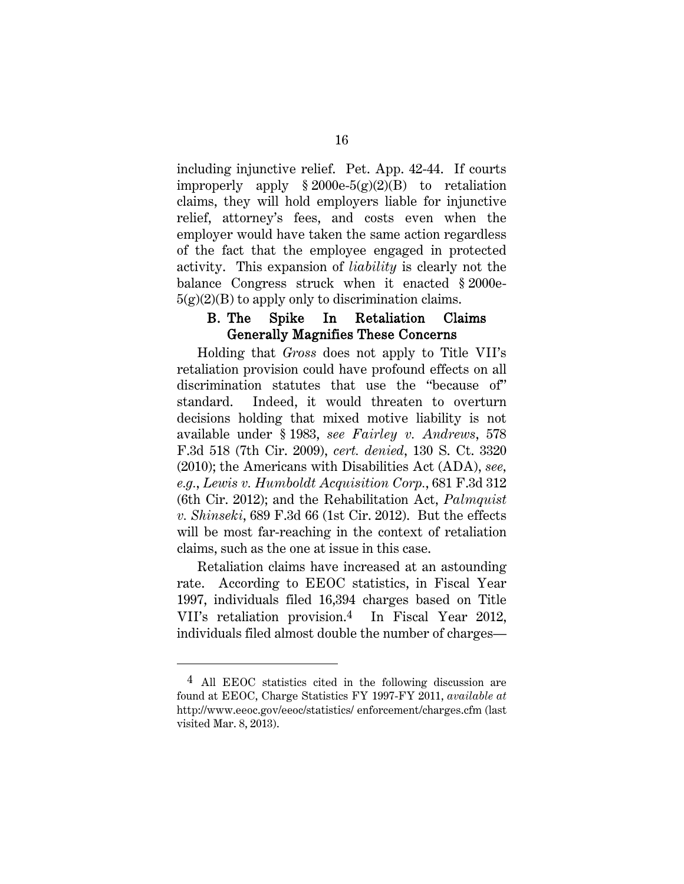including injunctive relief. Pet. App. 42-44. If courts improperly apply § 2000e-5(g)(2)(B) to retaliation claims, they will hold employers liable for injunctive relief, attorney's fees, and costs even when the employer would have taken the same action regardless of the fact that the employee engaged in protected activity. This expansion of *liability* is clearly not the balance Congress struck when it enacted § 2000e-5(g)(2)(B) to apply only to discrimination claims.

### B. The Spike In Retaliation Claims Generally Magnifies These Concerns

Holding that *Gross* does not apply to Title VII's retaliation provision could have profound effects on all discrimination statutes that use the "because of" standard. Indeed, it would threaten to overturn decisions holding that mixed motive liability is not available under § 1983, *see Fairley v. Andrews*, 578 F.3d 518 (7th Cir. 2009), *cert. denied*, 130 S. Ct. 3320 (2010); the Americans with Disabilities Act (ADA), *see, e.g.*, *Lewis v. Humboldt Acquisition Corp.*, 681 F.3d 312 (6th Cir. 2012); and the Rehabilitation Act, *Palmquist v. Shinseki*, 689 F.3d 66 (1st Cir. 2012). But the effects will be most far-reaching in the context of retaliation claims, such as the one at issue in this case.

Retaliation claims have increased at an astounding rate. According to EEOC statistics, in Fiscal Year 1997, individuals filed 16,394 charges based on Title VII's retaliation provision.[4] In Fiscal Year 2012, individuals filed almost double the number of charges—

---

[4] All EEOC statistics cited in the following discussion are found at EEOC, Charge Statistics FY 1997-FY 2011, *available at* http://www.eeoc.gov/eeoc/statistics/ enforcement/charges.cfm (last visited Mar. 8, 2013).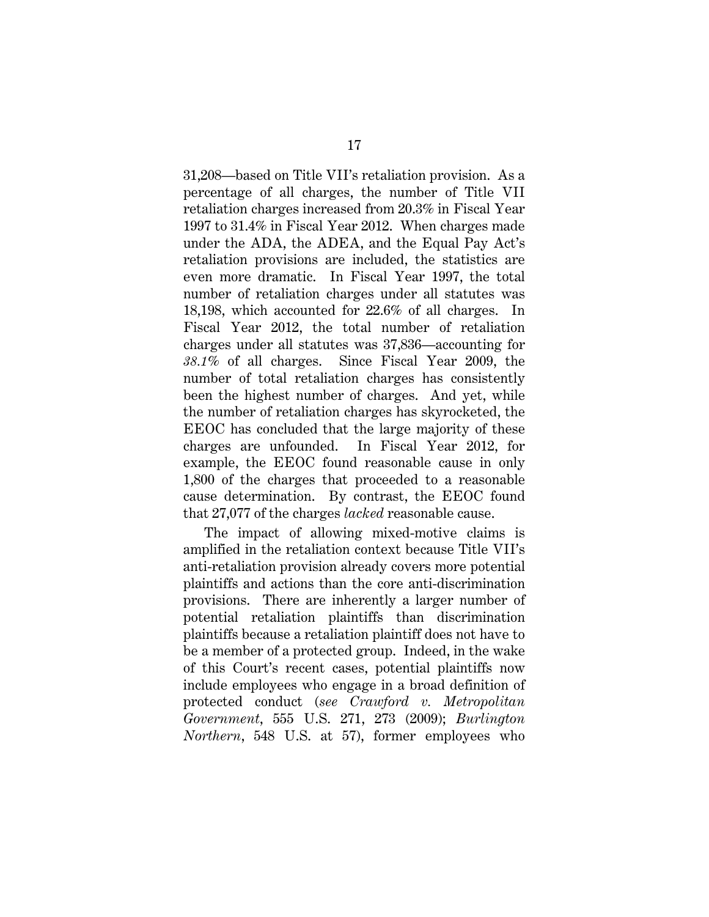31,208—based on Title VII's retaliation provision. As a percentage of all charges, the number of Title VII retaliation charges increased from 20.3% in Fiscal Year 1997 to 31.4% in Fiscal Year 2012. When charges made under the ADA, the ADEA, and the Equal Pay Act's retaliation provisions are included, the statistics are even more dramatic. In Fiscal Year 1997, the total number of retaliation charges under all statutes was 18,198, which accounted for 22.6% of all charges. In Fiscal Year 2012, the total number of retaliation charges under all statutes was 37,836—accounting for *38.1%* of all charges. Since Fiscal Year 2009, the number of total retaliation charges has consistently been the highest number of charges. And yet, while the number of retaliation charges has skyrocketed, the EEOC has concluded that the large majority of these charges are unfounded. In Fiscal Year 2012, for example, the EEOC found reasonable cause in only 1,800 of the charges that proceeded to a reasonable cause determination. By contrast, the EEOC found that 27,077 of the charges *lacked* reasonable cause.

The impact of allowing mixed-motive claims is amplified in the retaliation context because Title VII's anti-retaliation provision already covers more potential plaintiffs and actions than the core anti-discrimination provisions. There are inherently a larger number of potential retaliation plaintiffs than discrimination plaintiffs because a retaliation plaintiff does not have to be a member of a protected group. Indeed, in the wake of this Court's recent cases, potential plaintiffs now include employees who engage in a broad definition of protected conduct (*see Crawford v. Metropolitan Government*, 555 U.S. 271, 273 (2009); *Burlington Northern*, 548 U.S. at 57), former employees who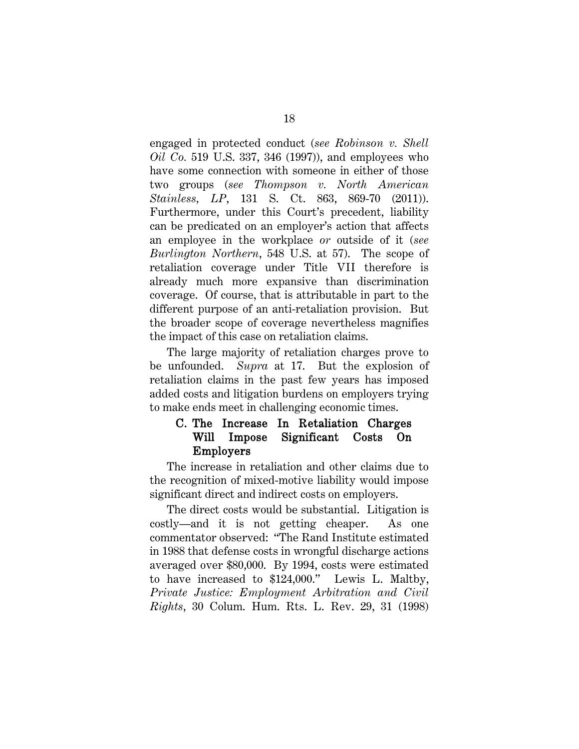engaged in protected conduct (*see Robinson v. Shell Oil Co.* 519 U.S. 337, 346 (1997)), and employees who have some connection with someone in either of those two groups (*see Thompson v. North American Stainless, LP*, 131 S. Ct. 863, 869-70 (2011)). Furthermore, under this Court's precedent, liability can be predicated on an employer's action that affects an employee in the workplace *or* outside of it (*see Burlington Northern*, 548 U.S. at 57). The scope of retaliation coverage under Title VII therefore is already much more expansive than discrimination coverage. Of course, that is attributable in part to the different purpose of an anti-retaliation provision. But the broader scope of coverage nevertheless magnifies the impact of this case on retaliation claims.

The large majority of retaliation charges prove to be unfounded. *Supra* at 17. But the explosion of retaliation claims in the past few years has imposed added costs and litigation burdens on employers trying to make ends meet in challenging economic times.

### C. The Increase In Retaliation Charges Will Impose Significant Costs On Employers

The increase in retaliation and other claims due to the recognition of mixed-motive liability would impose significant direct and indirect costs on employers.

The direct costs would be substantial. Litigation is costly—and it is not getting cheaper. As one commentator observed: "The Rand Institute estimated in 1988 that defense costs in wrongful discharge actions averaged over $80,000. By 1994, costs were estimated to have increased to $124,000." Lewis L. Maltby, *Private Justice: Employment Arbitration and Civil Rights*, 30 Colum. Hum. Rts. L. Rev. 29, 31 (1998)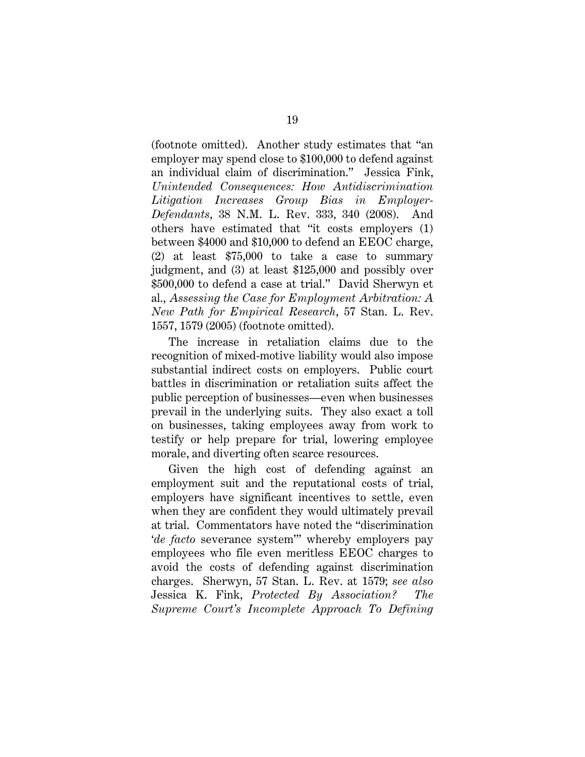(footnote omitted). Another study estimates that "an employer may spend close to $100,000 to defend against an individual claim of discrimination." Jessica Fink, *Unintended Consequences: How Antidiscrimination Litigation Increases Group Bias in Employer-Defendants*, 38 N.M. L. Rev. 333, 340 (2008). And others have estimated that "it costs employers (1) between $4000 and $10,000 to defend an EEOC charge, (2) at least $75,000 to take a case to summary judgment, and (3) at least $125,000 and possibly over $500,000 to defend a case at trial." David Sherwyn et al., *Assessing the Case for Employment Arbitration: A New Path for Empirical Research*, 57 Stan. L. Rev. 1557, 1579 (2005) (footnote omitted).

The increase in retaliation claims due to the recognition of mixed-motive liability would also impose substantial indirect costs on employers. Public court battles in discrimination or retaliation suits affect the public perception of businesses—even when businesses prevail in the underlying suits. They also exact a toll on businesses, taking employees away from work to testify or help prepare for trial, lowering employee morale, and diverting often scarce resources.

Given the high cost of defending against an employment suit and the reputational costs of trial, employers have significant incentives to settle, even when they are confident they would ultimately prevail at trial. Commentators have noted the "discrimination '*de facto* severance system'" whereby employers pay employees who file even meritless EEOC charges to avoid the costs of defending against discrimination charges. Sherwyn, 57 Stan. L. Rev. at 1579; *see also* Jessica K. Fink, *Protected By Association? The Supreme Court's Incomplete Approach To Defining*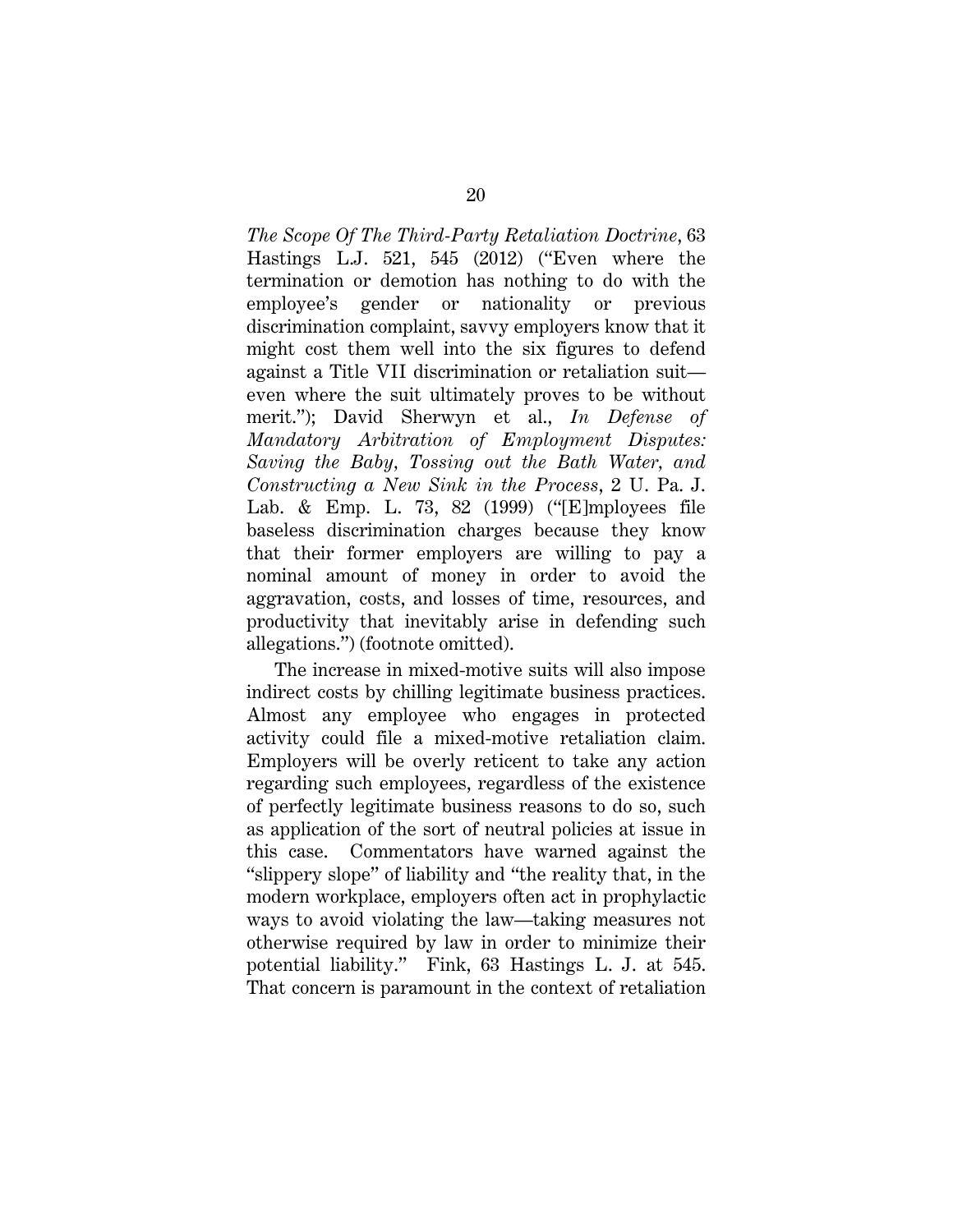*The Scope Of The Third-Party Retaliation Doctrine*, 63 Hastings L.J. 521, 545 (2012) ("Even where the termination or demotion has nothing to do with the employee's gender or nationality or previous discrimination complaint, savvy employers know that it might cost them well into the six figures to defend against a Title VII discrimination or retaliation suit—even where the suit ultimately proves to be without merit."); David Sherwyn et al., *In Defense of Mandatory Arbitration of Employment Disputes: Saving the Baby, Tossing out the Bath Water, and Constructing a New Sink in the Process*, 2 U. Pa. J. Lab. & Emp. L. 73, 82 (1999) ("[E]mployees file baseless discrimination charges because they know that their former employers are willing to pay a nominal amount of money in order to avoid the aggravation, costs, and losses of time, resources, and productivity that inevitably arise in defending such allegations.") (footnote omitted).

The increase in mixed-motive suits will also impose indirect costs by chilling legitimate business practices. Almost any employee who engages in protected activity could file a mixed-motive retaliation claim. Employers will be overly reticent to take any action regarding such employees, regardless of the existence of perfectly legitimate business reasons to do so, such as application of the sort of neutral policies at issue in this case. Commentators have warned against the "slippery slope" of liability and "the reality that, in the modern workplace, employers often act in prophylactic ways to avoid violating the law—taking measures not otherwise required by law in order to minimize their potential liability." Fink, 63 Hastings L. J. at 545. That concern is paramount in the context of retaliation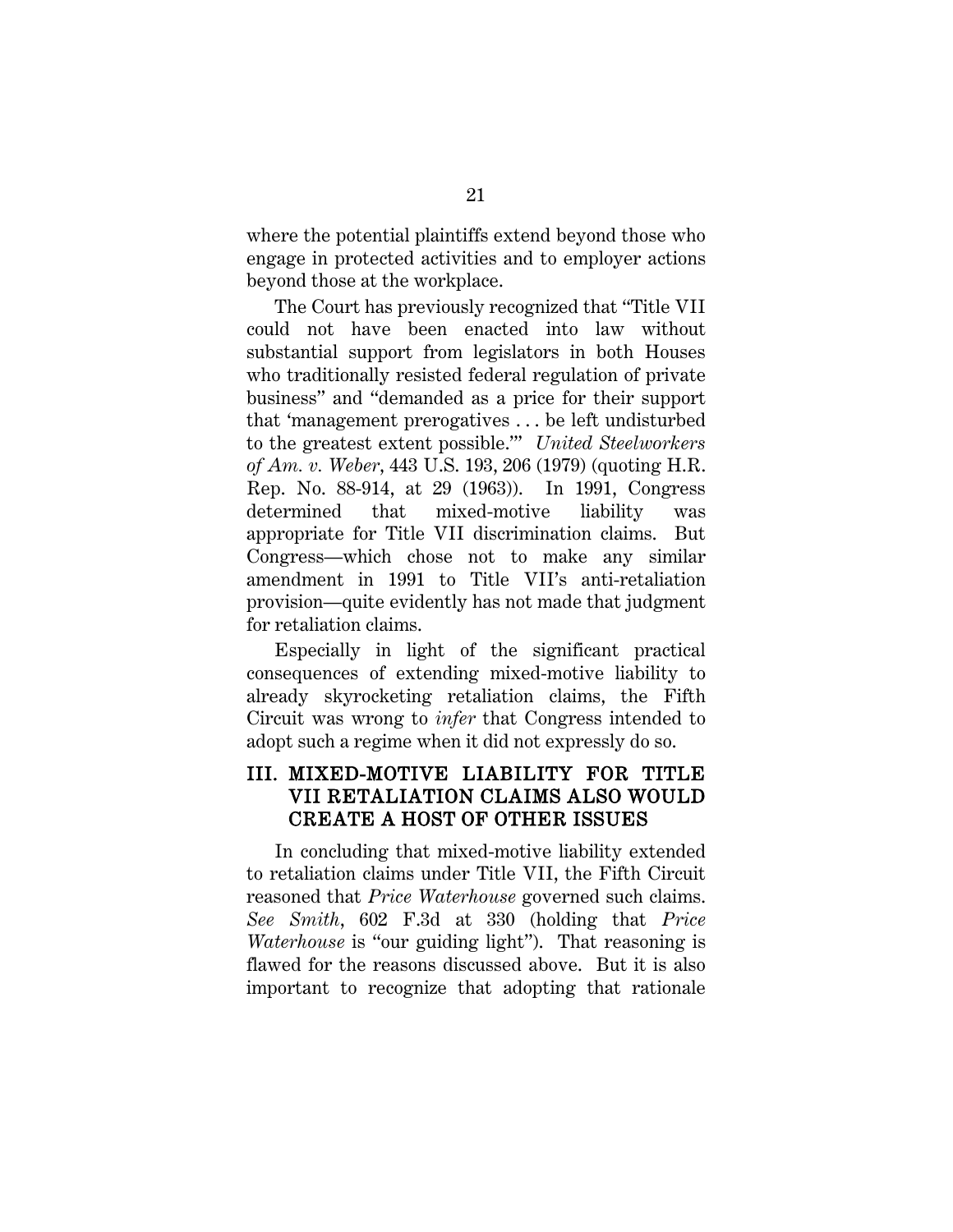where the potential plaintiffs extend beyond those who engage in protected activities and to employer actions beyond those at the workplace.

The Court has previously recognized that "Title VII could not have been enacted into law without substantial support from legislators in both Houses who traditionally resisted federal regulation of private business" and "demanded as a price for their support that 'management prerogatives . . . be left undisturbed to the greatest extent possible.'" *United Steelworkers of Am. v. Weber*, 443 U.S. 193, 206 (1979) (quoting H.R. Rep. No. 88-914, at 29 (1963)). In 1991, Congress determined that mixed-motive liability was appropriate for Title VII discrimination claims. But Congress—which chose not to make any similar amendment in 1991 to Title VII's anti-retaliation provision—quite evidently has not made that judgment for retaliation claims.

Especially in light of the significant practical consequences of extending mixed-motive liability to already skyrocketing retaliation claims, the Fifth Circuit was wrong to *infer* that Congress intended to adopt such a regime when it did not expressly do so.

## III. MIXED-MOTIVE LIABILITY FOR TITLE VII RETALIATION CLAIMS ALSO WOULD CREATE A HOST OF OTHER ISSUES

In concluding that mixed-motive liability extended to retaliation claims under Title VII, the Fifth Circuit reasoned that *Price Waterhouse* governed such claims. *See Smith*, 602 F.3d at 330 (holding that *Price Waterhouse* is "our guiding light"). That reasoning is flawed for the reasons discussed above. But it is also important to recognize that adopting that rationale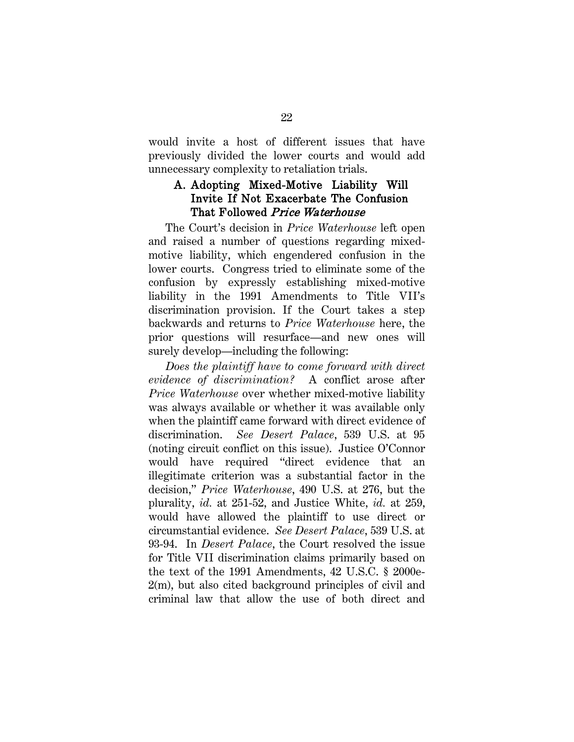would invite a host of different issues that have previously divided the lower courts and would add unnecessary complexity to retaliation trials.

### A. Adopting Mixed-Motive Liability Will Invite If Not Exacerbate The Confusion That Followed *Price Waterhouse*

The Court's decision in *Price Waterhouse* left open and raised a number of questions regarding mixed-motive liability, which engendered confusion in the lower courts. Congress tried to eliminate some of the confusion by expressly establishing mixed-motive liability in the 1991 Amendments to Title VII's discrimination provision. If the Court takes a step backwards and returns to *Price Waterhouse* here, the prior questions will resurface—and new ones will surely develop—including the following:

*Does the plaintiff have to come forward with direct evidence of discrimination?* A conflict arose after *Price Waterhouse* over whether mixed-motive liability was always available or whether it was available only when the plaintiff came forward with direct evidence of discrimination. *See Desert Palace*, 539 U.S. at 95 (noting circuit conflict on this issue). Justice O'Connor would have required "direct evidence that an illegitimate criterion was a substantial factor in the decision," *Price Waterhouse*, 490 U.S. at 276, but the plurality, *id.* at 251-52, and Justice White, *id.* at 259, would have allowed the plaintiff to use direct or circumstantial evidence. *See Desert Palace*, 539 U.S. at 93-94. In *Desert Palace*, the Court resolved the issue for Title VII discrimination claims primarily based on the text of the 1991 Amendments, 42 U.S.C. § 2000e-2(m), but also cited background principles of civil and criminal law that allow the use of both direct and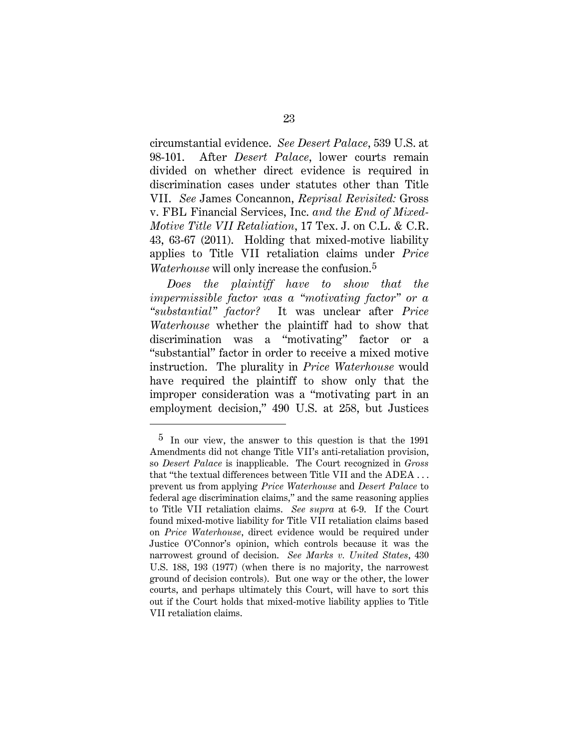circumstantial evidence. *See Desert Palace*, 539 U.S. at 98-101. After *Desert Palace*, lower courts remain divided on whether direct evidence is required in discrimination cases under statutes other than Title VII. *See* James Concannon, *Reprisal Revisited:* Gross v. FBL Financial Services, Inc. *and the End of Mixed-Motive Title VII Retaliation*, 17 Tex. J. on C.L. & C.R. 43, 63-67 (2011). Holding that mixed-motive liability applies to Title VII retaliation claims under *Price Waterhouse* will only increase the confusion.[5]

*Does the plaintiff have to show that the impermissible factor was a "motivating factor" or a "substantial" factor?* It was unclear after *Price Waterhouse* whether the plaintiff had to show that discrimination was a "motivating" factor or a "substantial" factor in order to receive a mixed motive instruction. The plurality in *Price Waterhouse* would have required the plaintiff to show only that the improper consideration was a "motivating part in an employment decision," 490 U.S. at 258, but Justices

---

[5] In our view, the answer to this question is that the 1991 Amendments did not change Title VII's anti-retaliation provision, so *Desert Palace* is inapplicable. The Court recognized in *Gross* that "the textual differences between Title VII and the ADEA . . . prevent us from applying *Price Waterhouse* and *Desert Palace* to federal age discrimination claims," and the same reasoning applies to Title VII retaliation claims. *See supra* at 6-9. If the Court found mixed-motive liability for Title VII retaliation claims based on *Price Waterhouse*, direct evidence would be required under Justice O'Connor's opinion, which controls because it was the narrowest ground of decision. *See Marks v. United States*, 430 U.S. 188, 193 (1977) (when there is no majority, the narrowest ground of decision controls). But one way or the other, the lower courts, and perhaps ultimately this Court, will have to sort this out if the Court holds that mixed-motive liability applies to Title VII retaliation claims.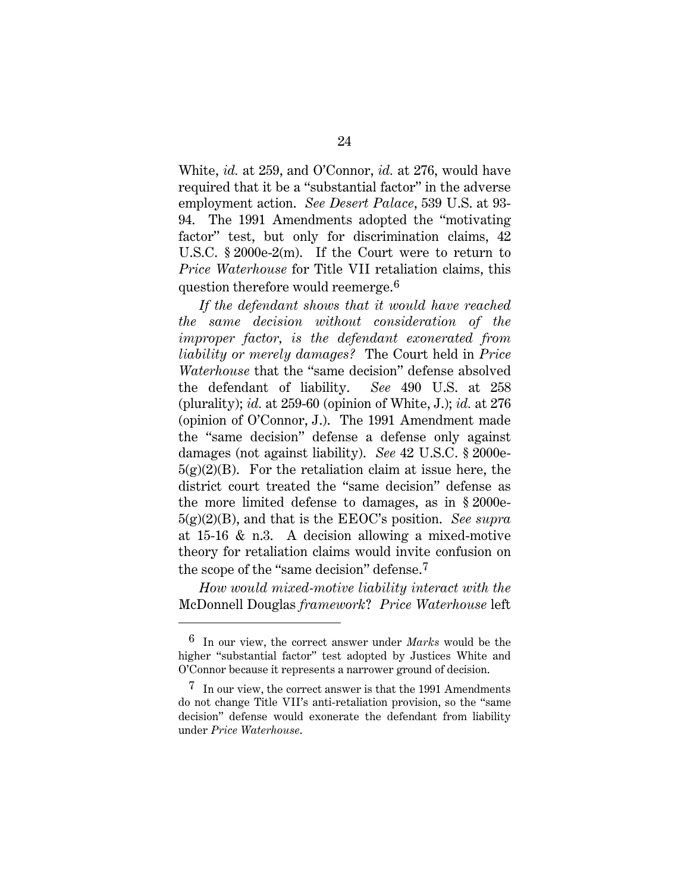White, *id.* at 259, and O'Connor, *id.* at 276, would have required that it be a "substantial factor" in the adverse employment action. *See Desert Palace*, 539 U.S. at 93-94. The 1991 Amendments adopted the "motivating factor" test, but only for discrimination claims, 42 U.S.C. § 2000e-2(m). If the Court were to return to *Price Waterhouse* for Title VII retaliation claims, this question therefore would reemerge.[6]

*If the defendant shows that it would have reached the same decision without consideration of the improper factor, is the defendant exonerated from liability or merely damages?* The Court held in *Price Waterhouse* that the "same decision" defense absolved the defendant of liability. *See* 490 U.S. at 258 (plurality); *id.* at 259-60 (opinion of White, J.); *id.* at 276 (opinion of O'Connor, J.). The 1991 Amendment made the "same decision" defense a defense only against damages (not against liability). *See* 42 U.S.C. § 2000e-5(g)(2)(B). For the retaliation claim at issue here, the district court treated the "same decision" defense as the more limited defense to damages, as in § 2000e-5(g)(2)(B), and that is the EEOC's position. *See supra* at 15-16 & n.3. A decision allowing a mixed-motive theory for retaliation claims would invite confusion on the scope of the "same decision" defense.[7]

*How would mixed-motive liability interact with the* McDonnell Douglas *framework*? *Price Waterhouse* left

---

[6] In our view, the correct answer under *Marks* would be the higher "substantial factor" test adopted by Justices White and O'Connor because it represents a narrower ground of decision.

[7] In our view, the correct answer is that the 1991 Amendments do not change Title VII's anti-retaliation provision, so the "same decision" defense would exonerate the defendant from liability under *Price Waterhouse*.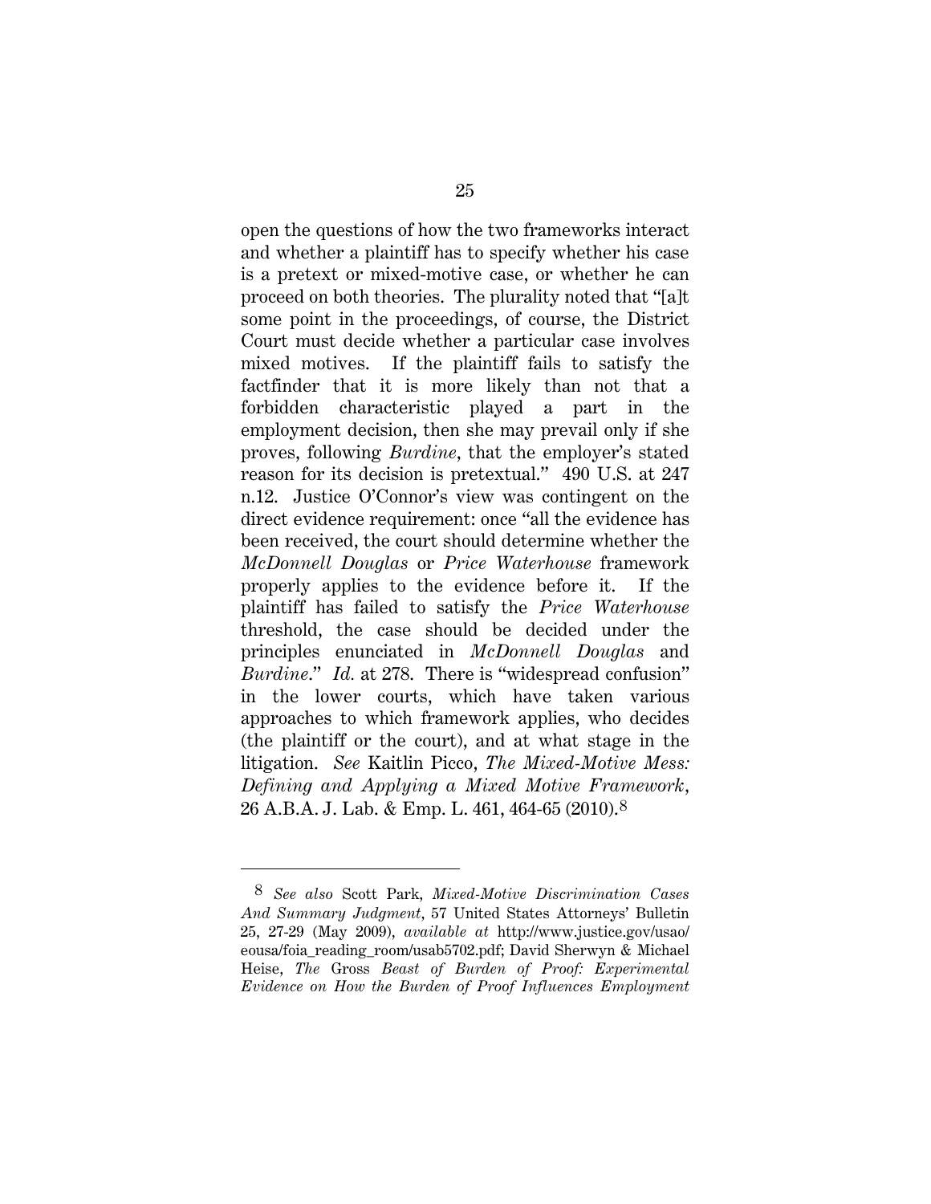open the questions of how the two frameworks interact and whether a plaintiff has to specify whether his case is a pretext or mixed-motive case, or whether he can proceed on both theories. The plurality noted that "[a]t some point in the proceedings, of course, the District Court must decide whether a particular case involves mixed motives. If the plaintiff fails to satisfy the factfinder that it is more likely than not that a forbidden characteristic played a part in the employment decision, then she may prevail only if she proves, following *Burdine*, that the employer's stated reason for its decision is pretextual." 490 U.S. at 247 n.12. Justice O'Connor's view was contingent on the direct evidence requirement: once "all the evidence has been received, the court should determine whether the *McDonnell Douglas* or *Price Waterhouse* framework properly applies to the evidence before it. If the plaintiff has failed to satisfy the *Price Waterhouse* threshold, the case should be decided under the principles enunciated in *McDonnell Douglas* and *Burdine*." *Id.* at 278. There is "widespread confusion" in the lower courts, which have taken various approaches to which framework applies, who decides (the plaintiff or the court), and at what stage in the litigation. *See* Kaitlin Picco, *The Mixed-Motive Mess: Defining and Applying a Mixed Motive Framework*, 26 A.B.A. J. Lab. & Emp. L. 461, 464-65 (2010).[8]

---

[8] *See also* Scott Park, *Mixed-Motive Discrimination Cases And Summary Judgment*, 57 United States Attorneys' Bulletin 25, 27-29 (May 2009), *available at* http://www.justice.gov/usao/eousa/foia_reading_room/usab5702.pdf; David Sherwyn & Michael Heise, *The* Gross *Beast of Burden of Proof: Experimental Evidence on How the Burden of Proof Influences Employment*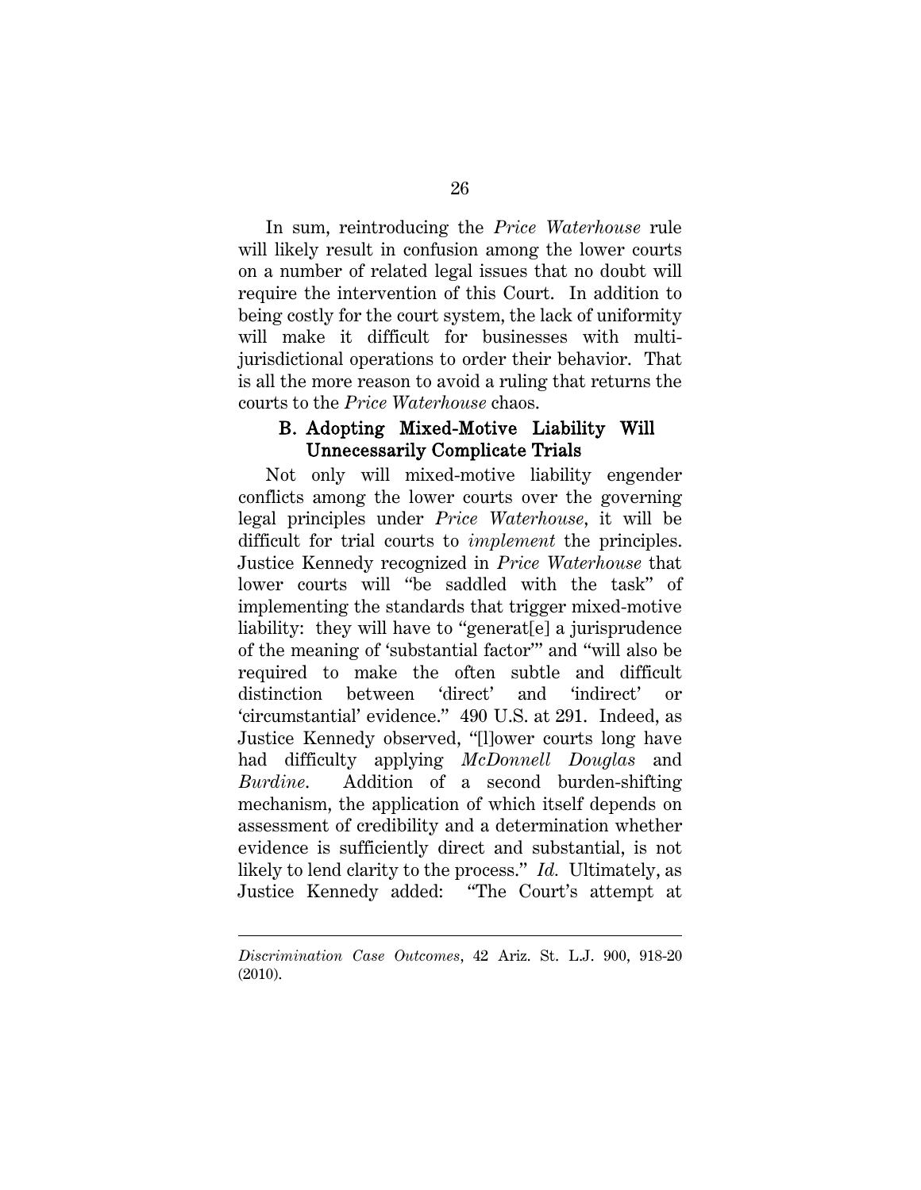In sum, reintroducing the *Price Waterhouse* rule will likely result in confusion among the lower courts on a number of related legal issues that no doubt will require the intervention of this Court. In addition to being costly for the court system, the lack of uniformity will make it difficult for businesses with multi-jurisdictional operations to order their behavior. That is all the more reason to avoid a ruling that returns the courts to the *Price Waterhouse* chaos.

### B. Adopting Mixed-Motive Liability Will Unnecessarily Complicate Trials

Not only will mixed-motive liability engender conflicts among the lower courts over the governing legal principles under *Price Waterhouse*, it will be difficult for trial courts to *implement* the principles. Justice Kennedy recognized in *Price Waterhouse* that lower courts will "be saddled with the task" of implementing the standards that trigger mixed-motive liability: they will have to "generat[e] a jurisprudence of the meaning of 'substantial factor'" and "will also be required to make the often subtle and difficult distinction between 'direct' and 'indirect' or 'circumstantial' evidence." 490 U.S. at 291. Indeed, as Justice Kennedy observed, "[l]ower courts long have had difficulty applying *McDonnell Douglas* and *Burdine*. Addition of a second burden-shifting mechanism, the application of which itself depends on assessment of credibility and a determination whether evidence is sufficiently direct and substantial, is not likely to lend clarity to the process." *Id.* Ultimately, as Justice Kennedy added: "The Court's attempt at

---

*Discrimination Case Outcomes*, 42 Ariz. St. L.J. 900, 918-20 (2010).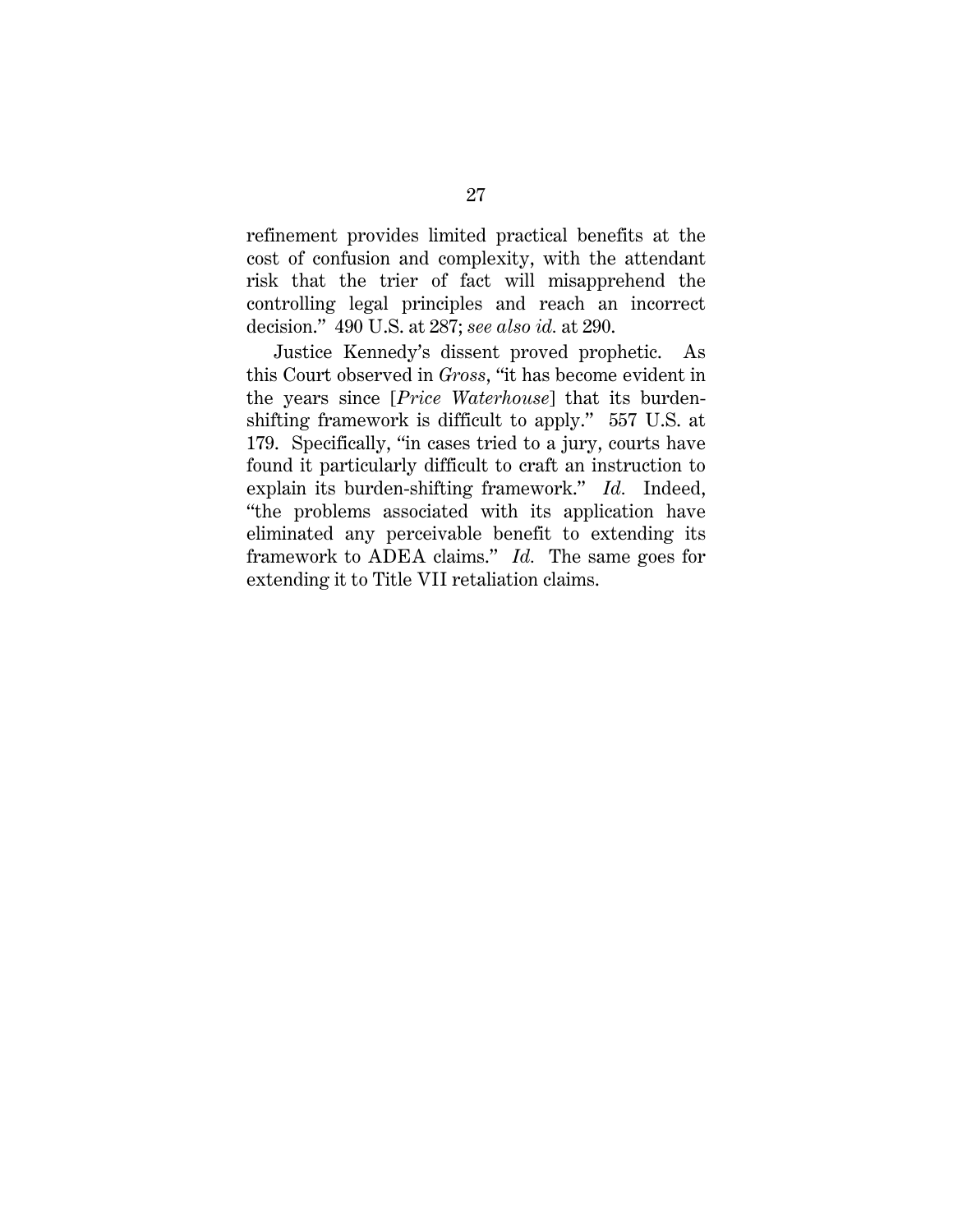refinement provides limited practical benefits at the cost of confusion and complexity, with the attendant risk that the trier of fact will misapprehend the controlling legal principles and reach an incorrect decision." 490 U.S. at 287; *see also id.* at 290.

Justice Kennedy's dissent proved prophetic. As this Court observed in *Gross*, "it has become evident in the years since [*Price Waterhouse*] that its burden-shifting framework is difficult to apply." 557 U.S. at 179. Specifically, "in cases tried to a jury, courts have found it particularly difficult to craft an instruction to explain its burden-shifting framework." *Id.* Indeed, "the problems associated with its application have eliminated any perceivable benefit to extending its framework to ADEA claims." *Id.* The same goes for extending it to Title VII retaliation claims.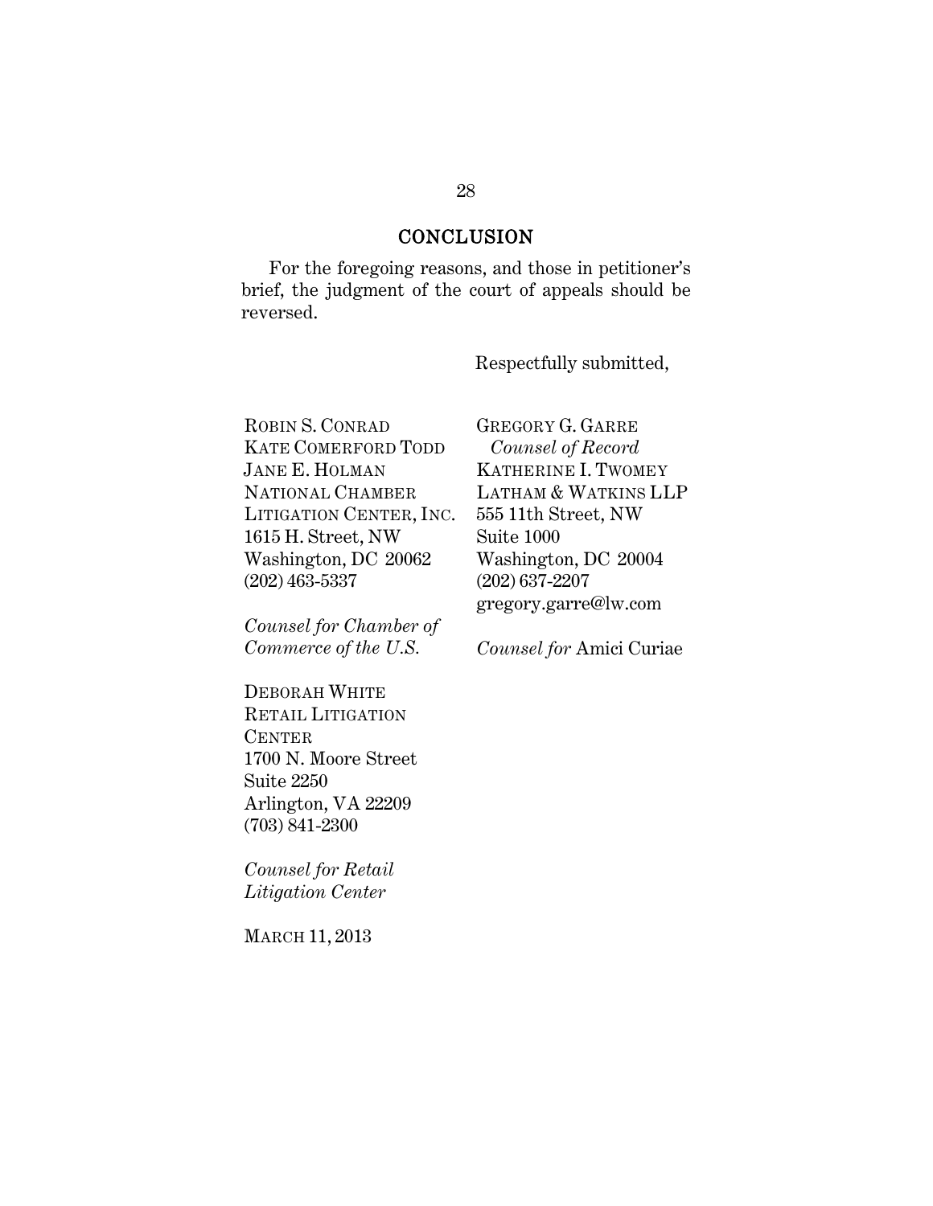## CONCLUSION

For the foregoing reasons, and those in petitioner's brief, the judgment of the court of appeals should be reversed.

Respectfully submitted,

GREGORY G. GARRE
*Counsel of Record*
KATHERINE I. TWOMEY
LATHAM & WATKINS LLP
555 11th Street, NW
Suite 1000
Washington, DC 20004
(202) 637-2207
gregory.garre@lw.com

*Counsel for* Amici Curiae

ROBIN S. CONRAD
KATE COMERFORD TODD
JANE E. HOLMAN
NATIONAL CHAMBER
LITIGATION CENTER, INC.
1615 H. Street, NW
Washington, DC 20062
(202) 463-5337

*Counsel for Chamber of Commerce of the U.S.*

DEBORAH WHITE
RETAIL LITIGATION
CENTER
1700 N. Moore Street
Suite 2250
Arlington, VA 22209
(703) 841-2300

*Counsel for Retail Litigation Center*

MARCH 11, 2013